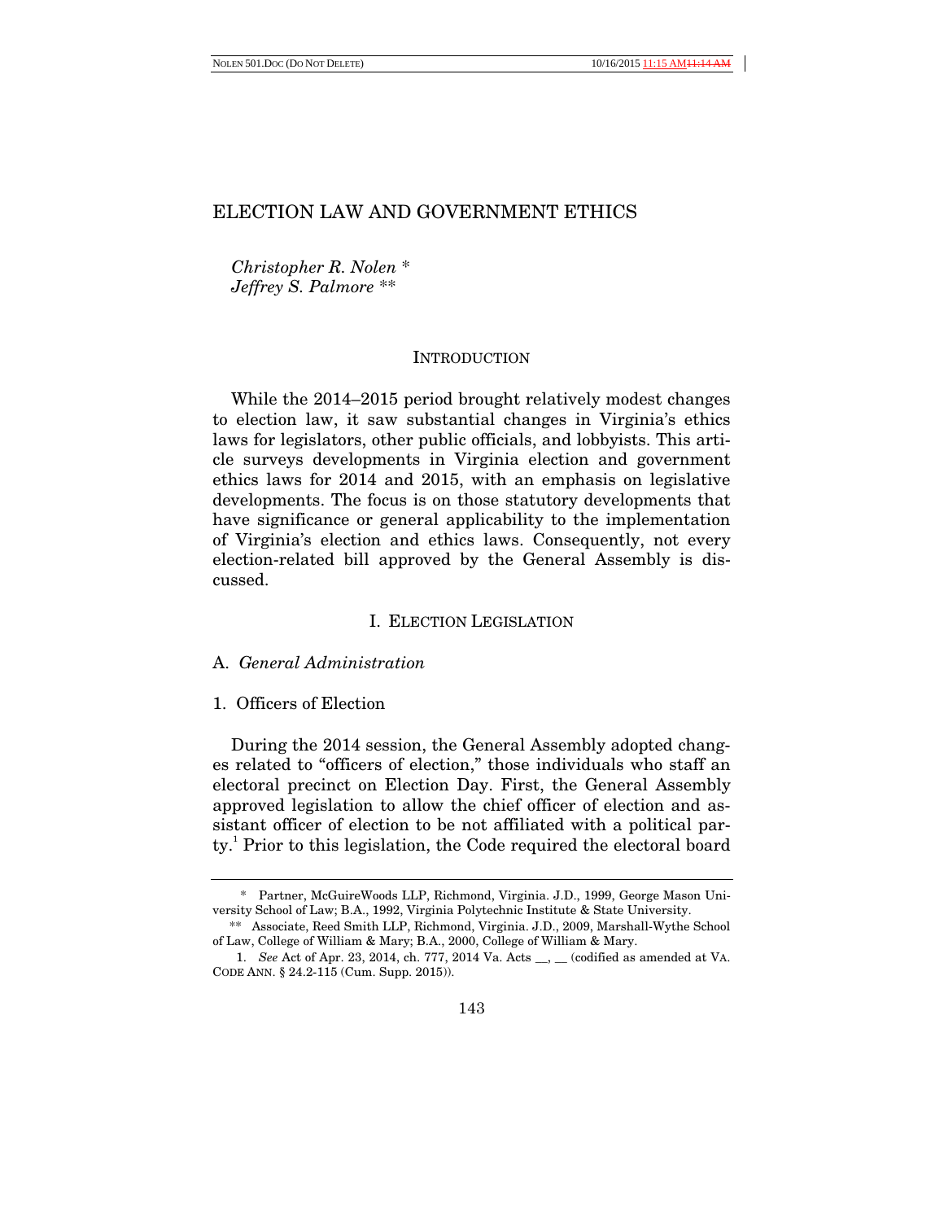# ELECTION LAW AND GOVERNMENT ETHICS

*Christopher R. Nolen* *
*Jeffrey S. Palmore* **

## INTRODUCTION

While the 2014–2015 period brought relatively modest changes to election law, it saw substantial changes in Virginia's ethics laws for legislators, other public officials, and lobbyists. This article surveys developments in Virginia election and government ethics laws for 2014 and 2015, with an emphasis on legislative developments. The focus is on those statutory developments that have significance or general applicability to the implementation of Virginia's election and ethics laws. Consequently, not every election-related bill approved by the General Assembly is discussed.

## I. ELECTION LEGISLATION

### A. *General Administration*

#### 1. Officers of Election

During the 2014 session, the General Assembly adopted changes related to "officers of election," those individuals who staff an electoral precinct on Election Day. First, the General Assembly approved legislation to allow the chief officer of election and assistant officer of election to be not affiliated with a political party.[1] Prior to this legislation, the Code required the electoral board

---

\* Partner, McGuireWoods LLP, Richmond, Virginia. J.D., 1999, George Mason University School of Law; B.A., 1992, Virginia Polytechnic Institute & State University.

\*\* Associate, Reed Smith LLP, Richmond, Virginia. J.D., 2009, Marshall-Wythe School of Law, College of William & Mary; B.A., 2000, College of William & Mary.

1. *See* Act of Apr. 23, 2014, ch. 777, 2014 Va. Acts __, __ (codified as amended at VA. CODE ANN. § 24.2-115 (Cum. Supp. 2015)).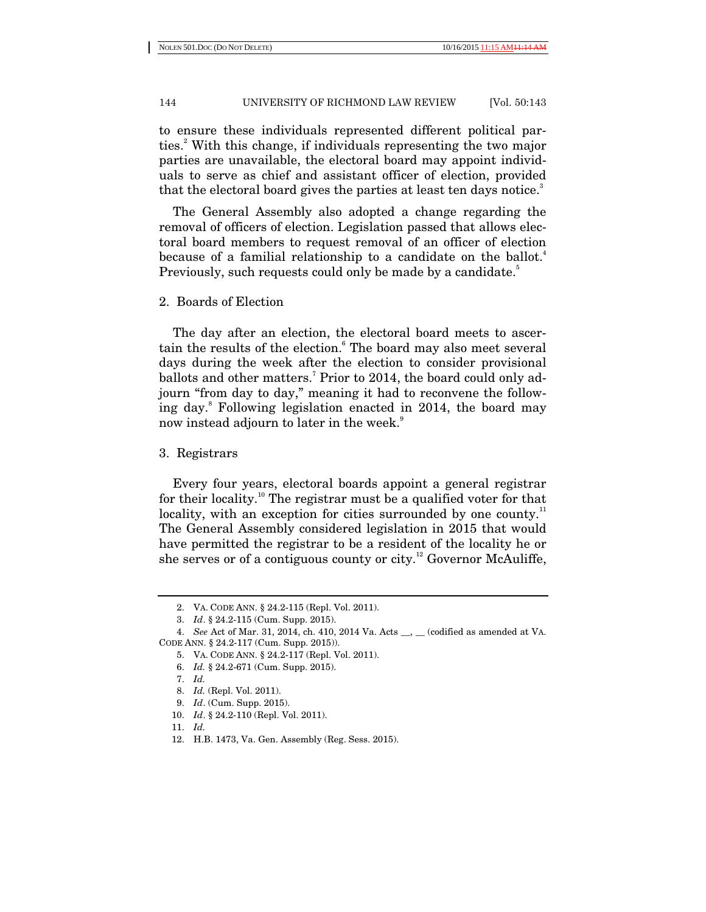to ensure these individuals represented different political parties.[2] With this change, if individuals representing the two major parties are unavailable, the electoral board may appoint individuals to serve as chief and assistant officer of election, provided that the electoral board gives the parties at least ten days notice.[3]

The General Assembly also adopted a change regarding the removal of officers of election. Legislation passed that allows electoral board members to request removal of an officer of election because of a familial relationship to a candidate on the ballot.[4] Previously, such requests could only be made by a candidate.[5]

### 2. Boards of Election

The day after an election, the electoral board meets to ascertain the results of the election.[6] The board may also meet several days during the week after the election to consider provisional ballots and other matters.[7] Prior to 2014, the board could only adjourn "from day to day," meaning it had to reconvene the following day.[8] Following legislation enacted in 2014, the board may now instead adjourn to later in the week.[9]

### 3. Registrars

Every four years, electoral boards appoint a general registrar for their locality.[10] The registrar must be a qualified voter for that locality, with an exception for cities surrounded by one county.[11] The General Assembly considered legislation in 2015 that would have permitted the registrar to be a resident of the locality he or she serves or of a contiguous county or city.[12] Governor McAuliffe,

---

2. VA. CODE ANN. § 24.2-115 (Repl. Vol. 2011).
3. *Id*. § 24.2-115 (Cum. Supp. 2015).
4. *See* Act of Mar. 31, 2014, ch. 410, 2014 Va. Acts __, __ (codified as amended at VA. CODE ANN. § 24.2-117 (Cum. Supp. 2015)).
5. VA. CODE ANN. § 24.2-117 (Repl. Vol. 2011).
6. *Id.* § 24.2-671 (Cum. Supp. 2015).
7. *Id.*
8. *Id.* (Repl. Vol. 2011).
9. *Id*. (Cum. Supp. 2015).
10. *Id*. § 24.2-110 (Repl. Vol. 2011).
11. *Id.*
12. H.B. 1473, Va. Gen. Assembly (Reg. Sess. 2015).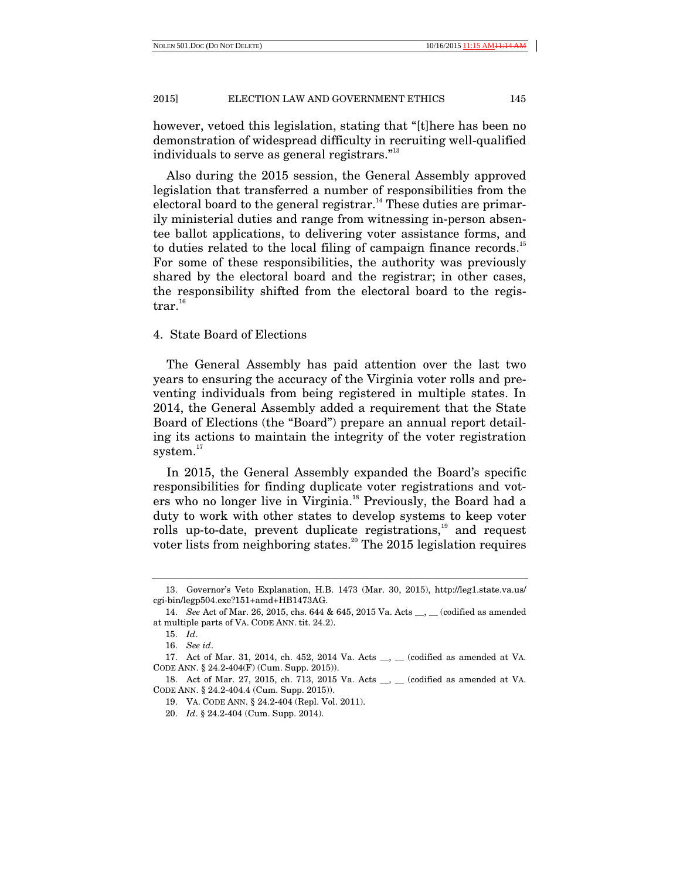however, vetoed this legislation, stating that "[t]here has been no demonstration of widespread difficulty in recruiting well-qualified individuals to serve as general registrars."[13]

Also during the 2015 session, the General Assembly approved legislation that transferred a number of responsibilities from the electoral board to the general registrar.[14] These duties are primarily ministerial duties and range from witnessing in-person absentee ballot applications, to delivering voter assistance forms, and to duties related to the local filing of campaign finance records.[15] For some of these responsibilities, the authority was previously shared by the electoral board and the registrar; in other cases, the responsibility shifted from the electoral board to the registrar.[16]

### 4. State Board of Elections

The General Assembly has paid attention over the last two years to ensuring the accuracy of the Virginia voter rolls and preventing individuals from being registered in multiple states. In 2014, the General Assembly added a requirement that the State Board of Elections (the "Board") prepare an annual report detailing its actions to maintain the integrity of the voter registration system.[17]

In 2015, the General Assembly expanded the Board's specific responsibilities for finding duplicate voter registrations and voters who no longer live in Virginia.[18] Previously, the Board had a duty to work with other states to develop systems to keep voter rolls up-to-date, prevent duplicate registrations,[19] and request voter lists from neighboring states.[20] The 2015 legislation requires

---

13. Governor's Veto Explanation, H.B. 1473 (Mar. 30, 2015), http://leg1.state.va.us/cgi-bin/legp504.exe?151+amd+HB1473AG.

14. *See* Act of Mar. 26, 2015, chs. 644 & 645, 2015 Va. Acts __, __ (codified as amended at multiple parts of VA. CODE ANN. tit. 24.2).

15. *Id*.

16. *See id*.

17. Act of Mar. 31, 2014, ch. 452, 2014 Va. Acts __, __ (codified as amended at VA. CODE ANN. § 24.2-404(F) (Cum. Supp. 2015)).

18. Act of Mar. 27, 2015, ch. 713, 2015 Va. Acts __, __ (codified as amended at VA. CODE ANN. § 24.2-404.4 (Cum. Supp. 2015)).

19. VA. CODE ANN. § 24.2-404 (Repl. Vol. 2011).

20. *Id*. § 24.2-404 (Cum. Supp. 2014).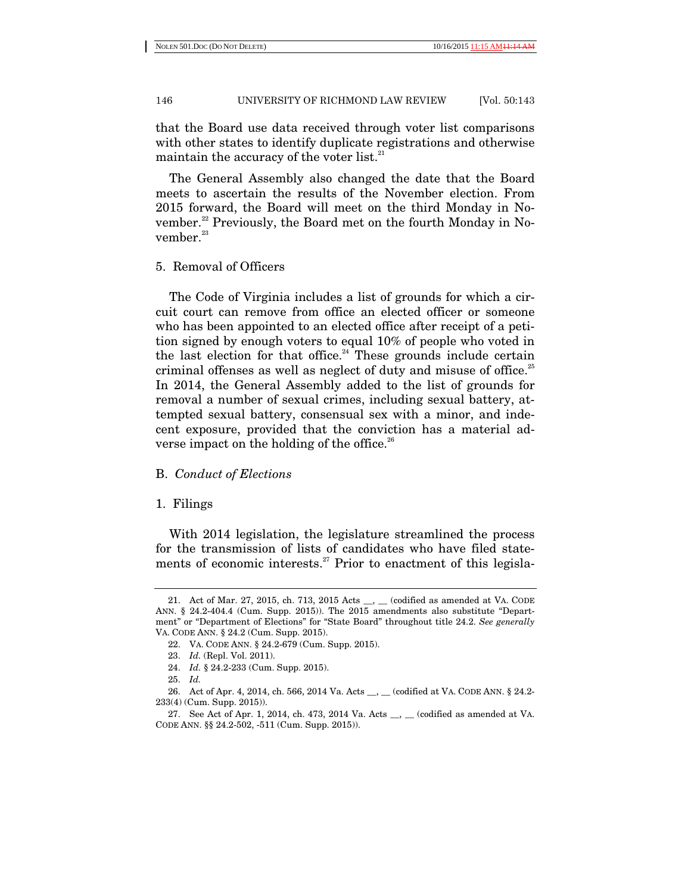that the Board use data received through voter list comparisons with other states to identify duplicate registrations and otherwise maintain the accuracy of the voter list.[21]

The General Assembly also changed the date that the Board meets to ascertain the results of the November election. From 2015 forward, the Board will meet on the third Monday in November.[22] Previously, the Board met on the fourth Monday in November.[23]

#### 5. Removal of Officers

The Code of Virginia includes a list of grounds for which a circuit court can remove from office an elected officer or someone who has been appointed to an elected office after receipt of a petition signed by enough voters to equal 10% of people who voted in the last election for that office.[24] These grounds include certain criminal offenses as well as neglect of duty and misuse of office.[25] In 2014, the General Assembly added to the list of grounds for removal a number of sexual crimes, including sexual battery, attempted sexual battery, consensual sex with a minor, and indecent exposure, provided that the conviction has a material adverse impact on the holding of the office.[26]

### B. *Conduct of Elections*

#### 1. Filings

With 2014 legislation, the legislature streamlined the process for the transmission of lists of candidates who have filed statements of economic interests.[27] Prior to enactment of this legisla-

---

21. Act of Mar. 27, 2015, ch. 713, 2015 Acts __, __ (codified as amended at VA. CODE ANN. § 24.2-404.4 (Cum. Supp. 2015)). The 2015 amendments also substitute "Department" or "Department of Elections" for "State Board" throughout title 24.2. *See generally* VA. CODE ANN. § 24.2 (Cum. Supp. 2015).

22. VA. CODE ANN. § 24.2-679 (Cum. Supp. 2015).

23. *Id.* (Repl. Vol. 2011).

24. *Id.* § 24.2-233 (Cum. Supp. 2015).

25. *Id.*

26. Act of Apr. 4, 2014, ch. 566, 2014 Va. Acts __, __ (codified at VA. CODE ANN. § 24.2-233(4) (Cum. Supp. 2015)).

27. See Act of Apr. 1, 2014, ch. 473, 2014 Va. Acts __, __ (codified as amended at VA. CODE ANN. §§ 24.2-502, -511 (Cum. Supp. 2015)).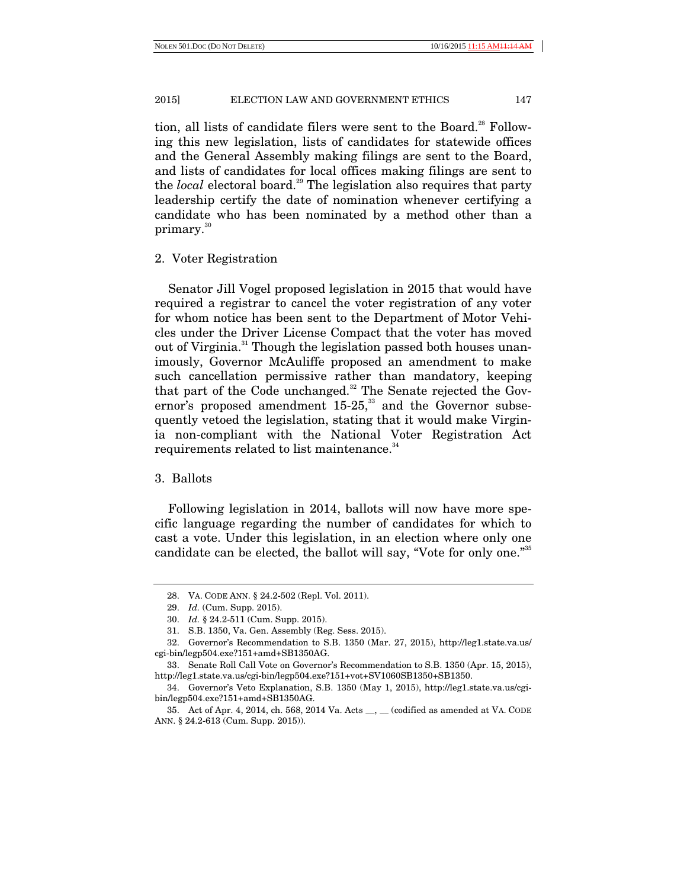tion, all lists of candidate filers were sent to the Board.[28] Following this new legislation, lists of candidates for statewide offices and the General Assembly making filings are sent to the Board, and lists of candidates for local offices making filings are sent to the *local* electoral board.[29] The legislation also requires that party leadership certify the date of nomination whenever certifying a candidate who has been nominated by a method other than a primary.[30]

### 2. Voter Registration

Senator Jill Vogel proposed legislation in 2015 that would have required a registrar to cancel the voter registration of any voter for whom notice has been sent to the Department of Motor Vehicles under the Driver License Compact that the voter has moved out of Virginia.[31] Though the legislation passed both houses unanimously, Governor McAuliffe proposed an amendment to make such cancellation permissive rather than mandatory, keeping that part of the Code unchanged.[32] The Senate rejected the Governor's proposed amendment 15-25,[33] and the Governor subsequently vetoed the legislation, stating that it would make Virginia non-compliant with the National Voter Registration Act requirements related to list maintenance.[34]

### 3. Ballots

Following legislation in 2014, ballots will now have more specific language regarding the number of candidates for which to cast a vote. Under this legislation, in an election where only one candidate can be elected, the ballot will say, "Vote for only one."[35]

---

28. VA. CODE ANN. § 24.2-502 (Repl. Vol. 2011).

29. *Id.* (Cum. Supp. 2015).

30. *Id.* § 24.2-511 (Cum. Supp. 2015).

31. S.B. 1350, Va. Gen. Assembly (Reg. Sess. 2015).

32. Governor's Recommendation to S.B. 1350 (Mar. 27, 2015), http://leg1.state.va.us/cgi-bin/legp504.exe?151+amd+SB1350AG.

33. Senate Roll Call Vote on Governor's Recommendation to S.B. 1350 (Apr. 15, 2015), http://leg1.state.va.us/cgi-bin/legp504.exe?151+vot+SV1060SB1350+SB1350.

34. Governor's Veto Explanation, S.B. 1350 (May 1, 2015), http://leg1.state.va.us/cgi-bin/legp504.exe?151+amd+SB1350AG.

35. Act of Apr. 4, 2014, ch. 568, 2014 Va. Acts __, __ (codified as amended at VA. CODE ANN. § 24.2-613 (Cum. Supp. 2015)).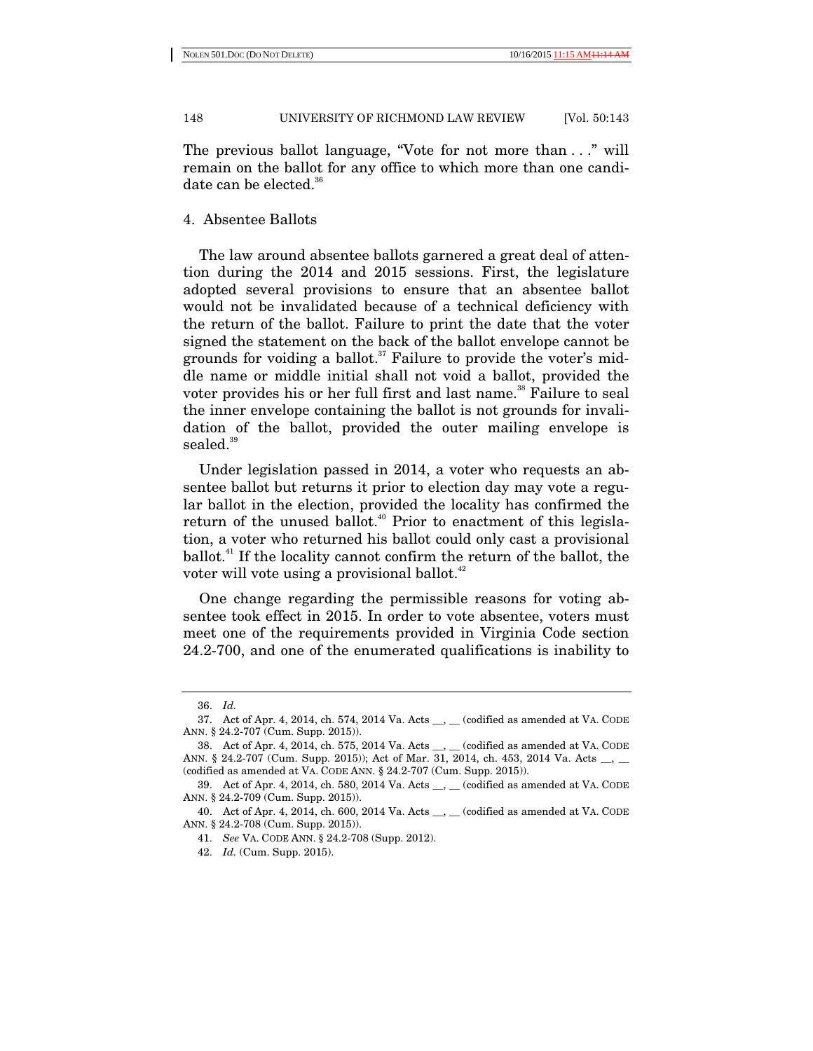The previous ballot language, "Vote for not more than . . ." will remain on the ballot for any office to which more than one candidate can be elected.[36]

### 4. Absentee Ballots

The law around absentee ballots garnered a great deal of attention during the 2014 and 2015 sessions. First, the legislature adopted several provisions to ensure that an absentee ballot would not be invalidated because of a technical deficiency with the return of the ballot. Failure to print the date that the voter signed the statement on the back of the ballot envelope cannot be grounds for voiding a ballot.[37] Failure to provide the voter's middle name or middle initial shall not void a ballot, provided the voter provides his or her full first and last name.[38] Failure to seal the inner envelope containing the ballot is not grounds for invalidation of the ballot, provided the outer mailing envelope is sealed.[39]

Under legislation passed in 2014, a voter who requests an absentee ballot but returns it prior to election day may vote a regular ballot in the election, provided the locality has confirmed the return of the unused ballot.[40] Prior to enactment of this legislation, a voter who returned his ballot could only cast a provisional ballot.[41] If the locality cannot confirm the return of the ballot, the voter will vote using a provisional ballot.[42]

One change regarding the permissible reasons for voting absentee took effect in 2015. In order to vote absentee, voters must meet one of the requirements provided in Virginia Code section 24.2-700, and one of the enumerated qualifications is inability to

---

36. *Id.*

37. Act of Apr. 4, 2014, ch. 574, 2014 Va. Acts __, __ (codified as amended at VA. CODE ANN. § 24.2-707 (Cum. Supp. 2015)).

38. Act of Apr. 4, 2014, ch. 575, 2014 Va. Acts __, __ (codified as amended at VA. CODE ANN. § 24.2-707 (Cum. Supp. 2015)); Act of Mar. 31, 2014, ch. 453, 2014 Va. Acts __, __ (codified as amended at VA. CODE ANN. § 24.2-707 (Cum. Supp. 2015)).

39. Act of Apr. 4, 2014, ch. 580, 2014 Va. Acts __, __ (codified as amended at VA. CODE ANN. § 24.2-709 (Cum. Supp. 2015)).

40. Act of Apr. 4, 2014, ch. 600, 2014 Va. Acts __, __ (codified as amended at VA. CODE ANN. § 24.2-708 (Cum. Supp. 2015)).

41. *See* VA. CODE ANN. § 24.2-708 (Supp. 2012).

42. *Id.* (Cum. Supp. 2015).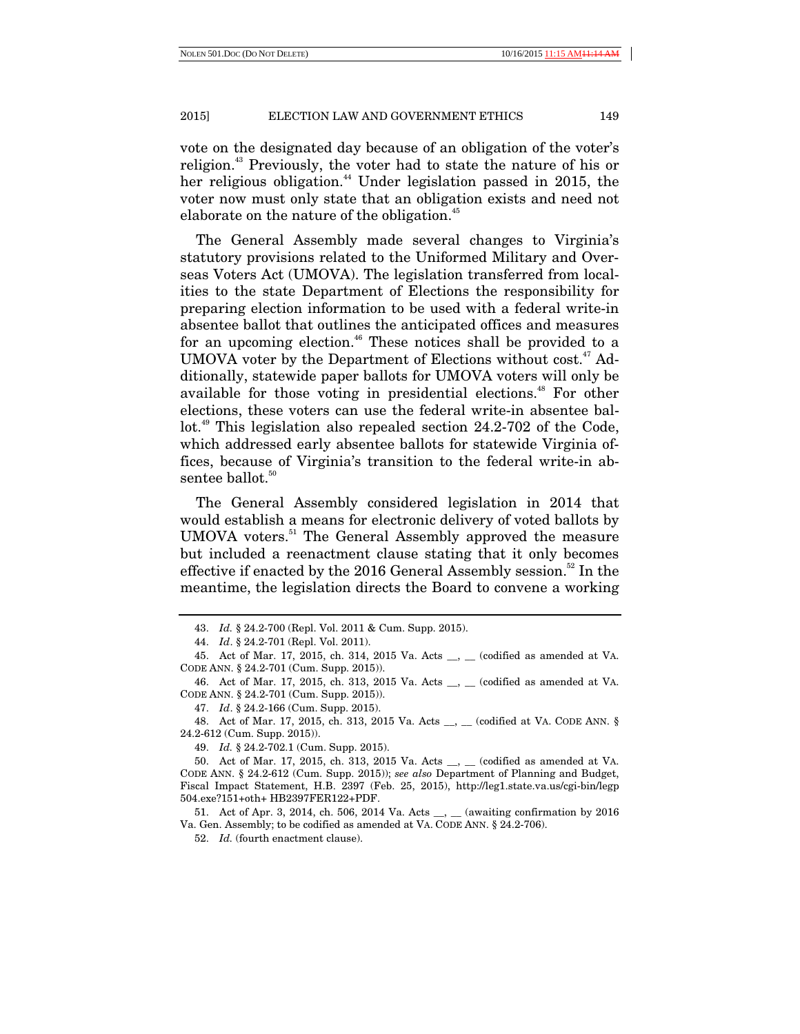vote on the designated day because of an obligation of the voter's religion.[43] Previously, the voter had to state the nature of his or her religious obligation.[44] Under legislation passed in 2015, the voter now must only state that an obligation exists and need not elaborate on the nature of the obligation.[45]

The General Assembly made several changes to Virginia's statutory provisions related to the Uniformed Military and Overseas Voters Act (UMOVA). The legislation transferred from localities to the state Department of Elections the responsibility for preparing election information to be used with a federal write-in absentee ballot that outlines the anticipated offices and measures for an upcoming election.[46] These notices shall be provided to a UMOVA voter by the Department of Elections without cost.[47] Additionally, statewide paper ballots for UMOVA voters will only be available for those voting in presidential elections.[48] For other elections, these voters can use the federal write-in absentee ballot.[49] This legislation also repealed section 24.2-702 of the Code, which addressed early absentee ballots for statewide Virginia offices, because of Virginia's transition to the federal write-in absentee ballot.[50]

The General Assembly considered legislation in 2014 that would establish a means for electronic delivery of voted ballots by UMOVA voters.[51] The General Assembly approved the measure but included a reenactment clause stating that it only becomes effective if enacted by the 2016 General Assembly session.[52] In the meantime, the legislation directs the Board to convene a working

---

43. *Id.* § 24.2-700 (Repl. Vol. 2011 & Cum. Supp. 2015).

44. *Id*. § 24.2-701 (Repl. Vol. 2011).

45. Act of Mar. 17, 2015, ch. 314, 2015 Va. Acts __, __ (codified as amended at VA. CODE ANN. § 24.2-701 (Cum. Supp. 2015)).

46. Act of Mar. 17, 2015, ch. 313, 2015 Va. Acts __, __ (codified as amended at VA. CODE ANN. § 24.2-701 (Cum. Supp. 2015)).

47. *Id*. § 24.2-166 (Cum. Supp. 2015).

48. Act of Mar. 17, 2015, ch. 313, 2015 Va. Acts __, __ (codified at VA. CODE ANN. § 24.2-612 (Cum. Supp. 2015)).

49. *Id.* § 24.2-702.1 (Cum. Supp. 2015).

50. Act of Mar. 17, 2015, ch. 313, 2015 Va. Acts __, __ (codified as amended at VA. CODE ANN. § 24.2-612 (Cum. Supp. 2015)); *see also* Department of Planning and Budget, Fiscal Impact Statement, H.B. 2397 (Feb. 25, 2015), http://leg1.state.va.us/cgi-bin/legp504.exe?151+oth+ HB2397FER122+PDF.

51. Act of Apr. 3, 2014, ch. 506, 2014 Va. Acts __, __ (awaiting confirmation by 2016 Va. Gen. Assembly; to be codified as amended at VA. CODE ANN. § 24.2-706).

52. *Id.* (fourth enactment clause).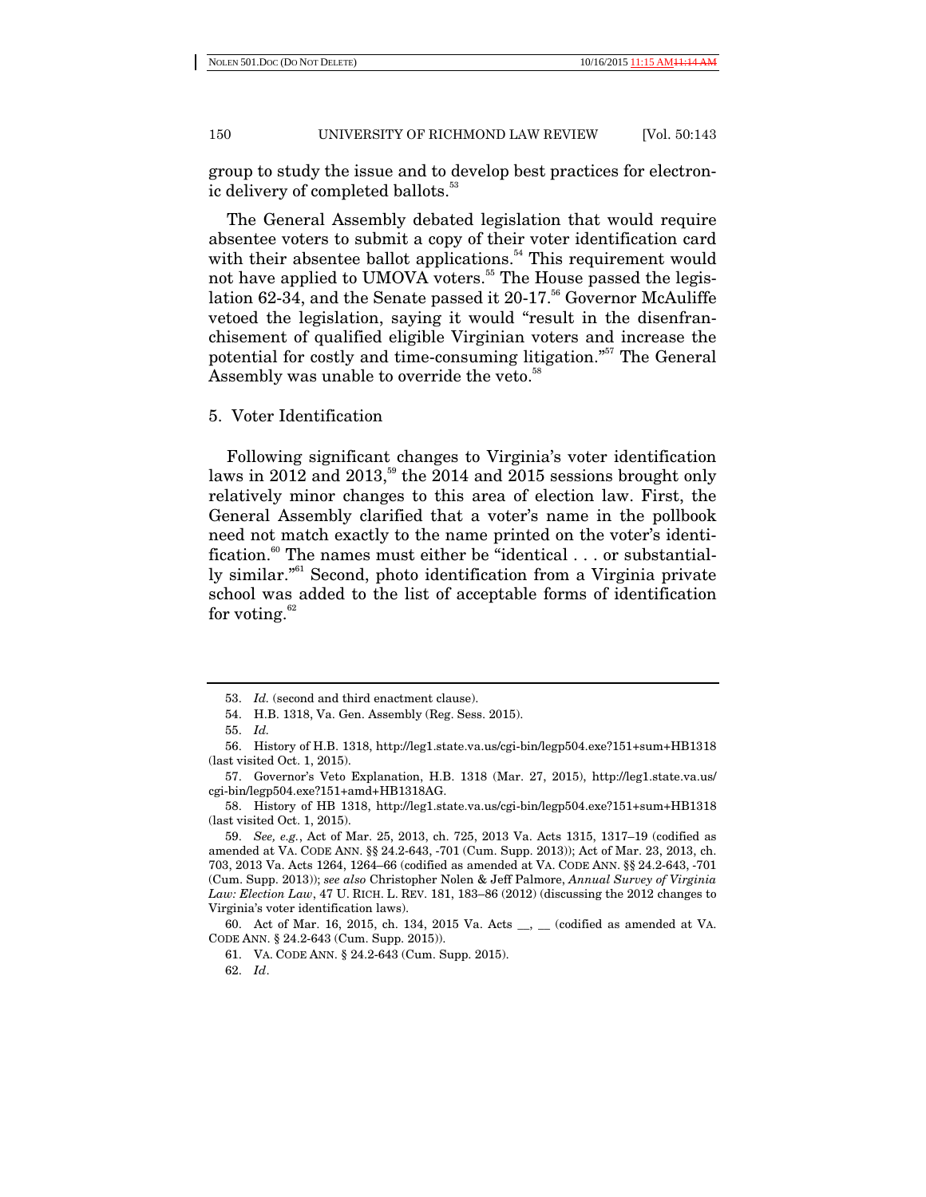group to study the issue and to develop best practices for electronic delivery of completed ballots.[53]

The General Assembly debated legislation that would require absentee voters to submit a copy of their voter identification card with their absentee ballot applications.[54] This requirement would not have applied to UMOVA voters.[55] The House passed the legislation 62-34, and the Senate passed it 20-17.[56] Governor McAuliffe vetoed the legislation, saying it would "result in the disenfranchisement of qualified eligible Virginian voters and increase the potential for costly and time-consuming litigation."[57] The General Assembly was unable to override the veto.[58]

### 5. Voter Identification

Following significant changes to Virginia's voter identification laws in 2012 and 2013,[59] the 2014 and 2015 sessions brought only relatively minor changes to this area of election law. First, the General Assembly clarified that a voter's name in the pollbook need not match exactly to the name printed on the voter's identification.[60] The names must either be "identical . . . or substantially similar."[61] Second, photo identification from a Virginia private school was added to the list of acceptable forms of identification for voting.[62]

---

53. *Id.* (second and third enactment clause).

54. H.B. 1318, Va. Gen. Assembly (Reg. Sess. 2015).

55. *Id.*

56. History of H.B. 1318, http://leg1.state.va.us/cgi-bin/legp504.exe?151+sum+HB1318 (last visited Oct. 1, 2015).

57. Governor's Veto Explanation, H.B. 1318 (Mar. 27, 2015), http://leg1.state.va.us/cgi-bin/legp504.exe?151+amd+HB1318AG.

58. History of HB 1318, http://leg1.state.va.us/cgi-bin/legp504.exe?151+sum+HB1318 (last visited Oct. 1, 2015).

59. *See, e.g.*, Act of Mar. 25, 2013, ch. 725, 2013 Va. Acts 1315, 1317–19 (codified as amended at VA. CODE ANN. §§ 24.2-643, -701 (Cum. Supp. 2013)); Act of Mar. 23, 2013, ch. 703, 2013 Va. Acts 1264, 1264–66 (codified as amended at VA. CODE ANN. §§ 24.2-643, -701 (Cum. Supp. 2013)); *see also* Christopher Nolen & Jeff Palmore, *Annual Survey of Virginia Law: Election Law*, 47 U. RICH. L. REV. 181, 183–86 (2012) (discussing the 2012 changes to Virginia's voter identification laws).

60. Act of Mar. 16, 2015, ch. 134, 2015 Va. Acts __, __ (codified as amended at VA. CODE ANN. § 24.2-643 (Cum. Supp. 2015)).

61. VA. CODE ANN. § 24.2-643 (Cum. Supp. 2015).

62. *Id*.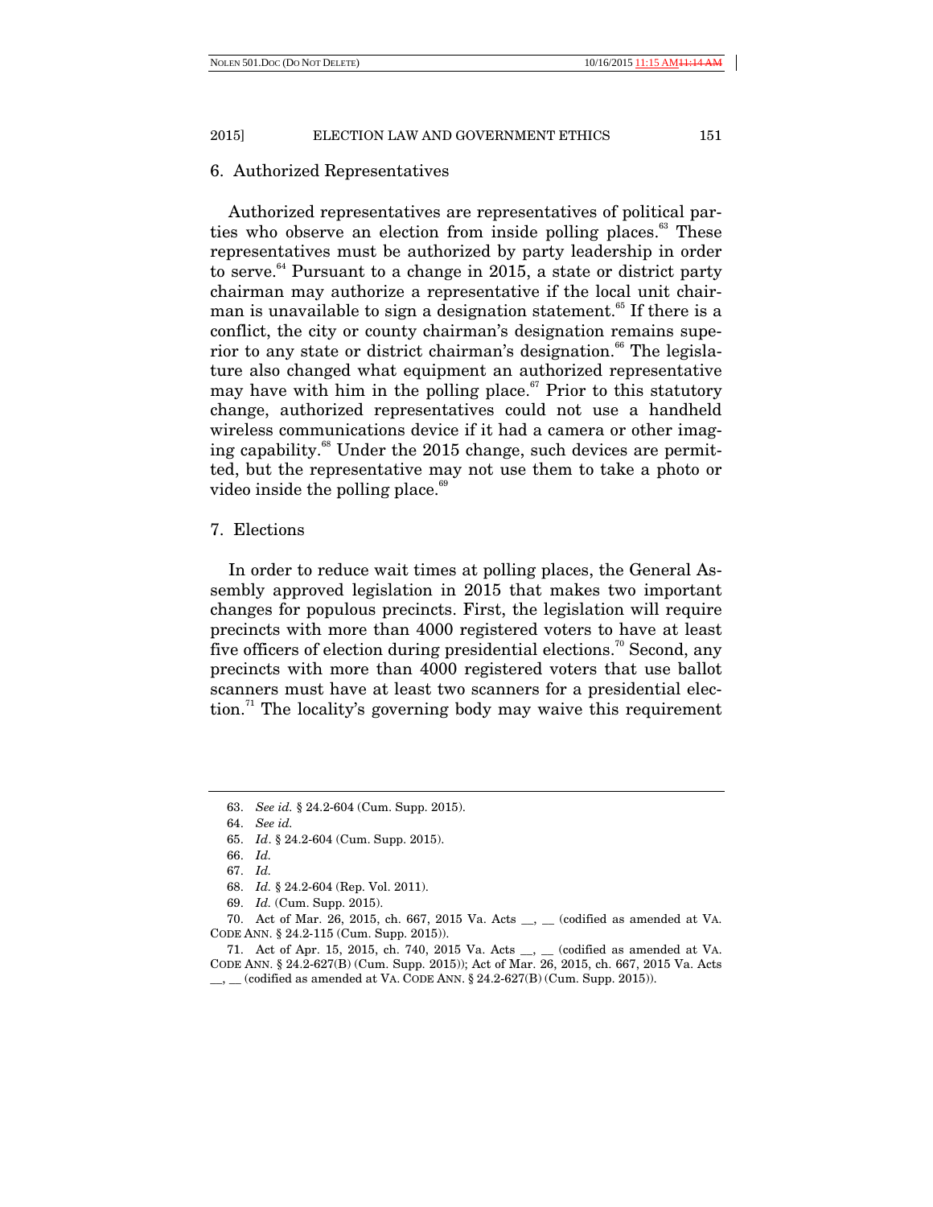### 6. Authorized Representatives

Authorized representatives are representatives of political parties who observe an election from inside polling places.[63] These representatives must be authorized by party leadership in order to serve.[64] Pursuant to a change in 2015, a state or district party chairman may authorize a representative if the local unit chairman is unavailable to sign a designation statement.[65] If there is a conflict, the city or county chairman's designation remains superior to any state or district chairman's designation.[66] The legislature also changed what equipment an authorized representative may have with him in the polling place.[67] Prior to this statutory change, authorized representatives could not use a handheld wireless communications device if it had a camera or other imaging capability.[68] Under the 2015 change, such devices are permitted, but the representative may not use them to take a photo or video inside the polling place.[69]

### 7. Elections

In order to reduce wait times at polling places, the General Assembly approved legislation in 2015 that makes two important changes for populous precincts. First, the legislation will require precincts with more than 4000 registered voters to have at least five officers of election during presidential elections.[70] Second, any precincts with more than 4000 registered voters that use ballot scanners must have at least two scanners for a presidential election.[71] The locality's governing body may waive this requirement

---

63. *See id.* § 24.2-604 (Cum. Supp. 2015).

64. *See id.*

65. *Id*. § 24.2-604 (Cum. Supp. 2015).

66. *Id.*

67. *Id.*

68. *Id.* § 24.2-604 (Rep. Vol. 2011).

69. *Id.* (Cum. Supp. 2015).

70. Act of Mar. 26, 2015, ch. 667, 2015 Va. Acts __, __ (codified as amended at VA. CODE ANN. § 24.2-115 (Cum. Supp. 2015)).

71. Act of Apr. 15, 2015, ch. 740, 2015 Va. Acts __, __ (codified as amended at VA. CODE ANN. § 24.2-627(B) (Cum. Supp. 2015)); Act of Mar. 26, 2015, ch. 667, 2015 Va. Acts __, __ (codified as amended at VA. CODE ANN. § 24.2-627(B) (Cum. Supp. 2015)).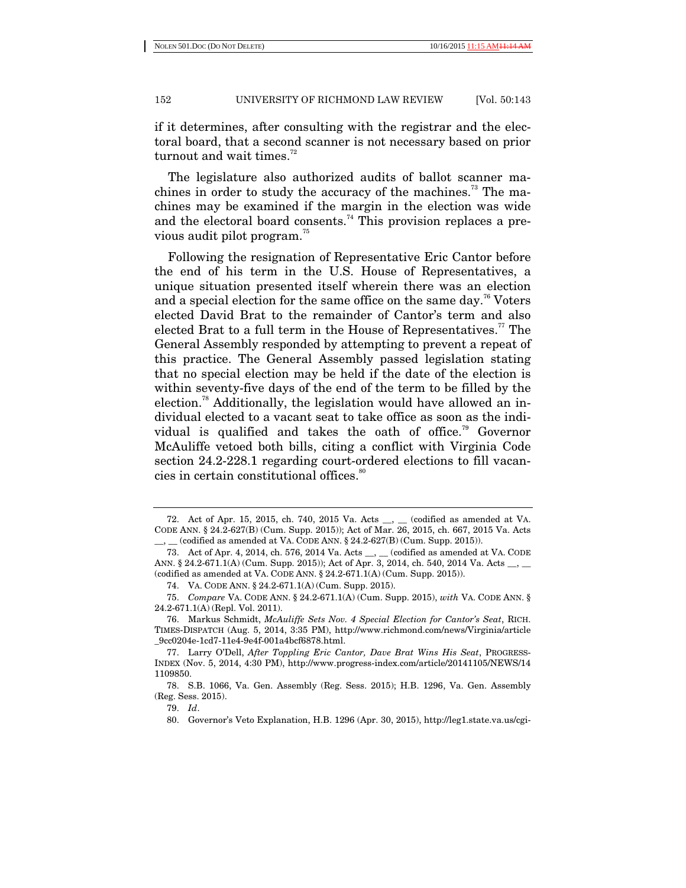if it determines, after consulting with the registrar and the electoral board, that a second scanner is not necessary based on prior turnout and wait times.[72]

The legislature also authorized audits of ballot scanner machines in order to study the accuracy of the machines.[73] The machines may be examined if the margin in the election was wide and the electoral board consents.[74] This provision replaces a previous audit pilot program.[75]

Following the resignation of Representative Eric Cantor before the end of his term in the U.S. House of Representatives, a unique situation presented itself wherein there was an election and a special election for the same office on the same day.[76] Voters elected David Brat to the remainder of Cantor's term and also elected Brat to a full term in the House of Representatives.[77] The General Assembly responded by attempting to prevent a repeat of this practice. The General Assembly passed legislation stating that no special election may be held if the date of the election is within seventy-five days of the end of the term to be filled by the election.[78] Additionally, the legislation would have allowed an individual elected to a vacant seat to take office as soon as the individual is qualified and takes the oath of office.[79] Governor McAuliffe vetoed both bills, citing a conflict with Virginia Code section 24.2-228.1 regarding court-ordered elections to fill vacancies in certain constitutional offices.[80]

---

72. Act of Apr. 15, 2015, ch. 740, 2015 Va. Acts __, __ (codified as amended at VA. CODE ANN. § 24.2-627(B) (Cum. Supp. 2015)); Act of Mar. 26, 2015, ch. 667, 2015 Va. Acts __, __ (codified as amended at VA. CODE ANN. § 24.2-627(B) (Cum. Supp. 2015)).

73. Act of Apr. 4, 2014, ch. 576, 2014 Va. Acts __, __ (codified as amended at VA. CODE ANN. § 24.2-671.1(A) (Cum. Supp. 2015)); Act of Apr. 3, 2014, ch. 540, 2014 Va. Acts __, __ (codified as amended at VA. CODE ANN. § 24.2-671.1(A) (Cum. Supp. 2015)).

74. VA. CODE ANN. § 24.2-671.1(A) (Cum. Supp. 2015).

75. *Compare* VA. CODE ANN. § 24.2-671.1(A) (Cum. Supp. 2015), *with* VA. CODE ANN. § 24.2-671.1(A) (Repl. Vol. 2011).

76. Markus Schmidt, *McAuliffe Sets Nov. 4 Special Election for Cantor's Seat*, RICH. TIMES-DISPATCH (Aug. 5, 2014, 3:35 PM), http://www.richmond.com/news/Virginia/article_9cc0204e-1cd7-11e4-9e4f-001a4bcf6878.html.

77. Larry O'Dell, *After Toppling Eric Cantor, Dave Brat Wins His Seat*, PROGRESS-INDEX (Nov. 5, 2014, 4:30 PM), http://www.progress-index.com/article/20141105/NEWS/141109850.

78. S.B. 1066, Va. Gen. Assembly (Reg. Sess. 2015); H.B. 1296, Va. Gen. Assembly (Reg. Sess. 2015).

79. *Id*.

80. Governor's Veto Explanation, H.B. 1296 (Apr. 30, 2015), http://leg1.state.va.us/cgi-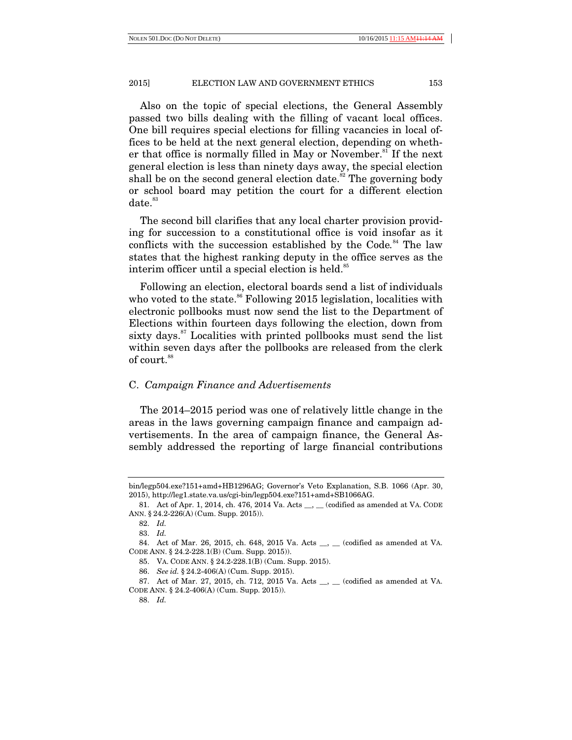Also on the topic of special elections, the General Assembly passed two bills dealing with the filling of vacant local offices. One bill requires special elections for filling vacancies in local offices to be held at the next general election, depending on whether that office is normally filled in May or November.[81] If the next general election is less than ninety days away, the special election shall be on the second general election date.[82] The governing body or school board may petition the court for a different election date.[83]

The second bill clarifies that any local charter provision providing for succession to a constitutional office is void insofar as it conflicts with the succession established by the Code.[84] The law states that the highest ranking deputy in the office serves as the interim officer until a special election is held.[85]

Following an election, electoral boards send a list of individuals who voted to the state.[86] Following 2015 legislation, localities with electronic pollbooks must now send the list to the Department of Elections within fourteen days following the election, down from sixty days.[87] Localities with printed pollbooks must send the list within seven days after the pollbooks are released from the clerk of court.[88]

## C. *Campaign Finance and Advertisements*

The 2014–2015 period was one of relatively little change in the areas in the laws governing campaign finance and campaign advertisements. In the area of campaign finance, the General Assembly addressed the reporting of large financial contributions

---

bin/legp504.exe?151+amd+HB1296AG; Governor's Veto Explanation, S.B. 1066 (Apr. 30, 2015), http://leg1.state.va.us/cgi-bin/legp504.exe?151+amd+SB1066AG.

81. Act of Apr. 1, 2014, ch. 476, 2014 Va. Acts \_\_, \_\_ (codified as amended at VA. CODE ANN. § 24.2-226(A) (Cum. Supp. 2015)).

82. *Id.*

83. *Id.*

84. Act of Mar. 26, 2015, ch. 648, 2015 Va. Acts \_\_, \_\_ (codified as amended at VA. CODE ANN. § 24.2-228.1(B) (Cum. Supp. 2015)).

85. VA. CODE ANN. § 24.2-228.1(B) (Cum. Supp. 2015).

86. *See id.* § 24.2-406(A) (Cum. Supp. 2015).

87. Act of Mar. 27, 2015, ch. 712, 2015 Va. Acts \_\_, \_\_ (codified as amended at VA. CODE ANN. § 24.2-406(A) (Cum. Supp. 2015)).

88. *Id.*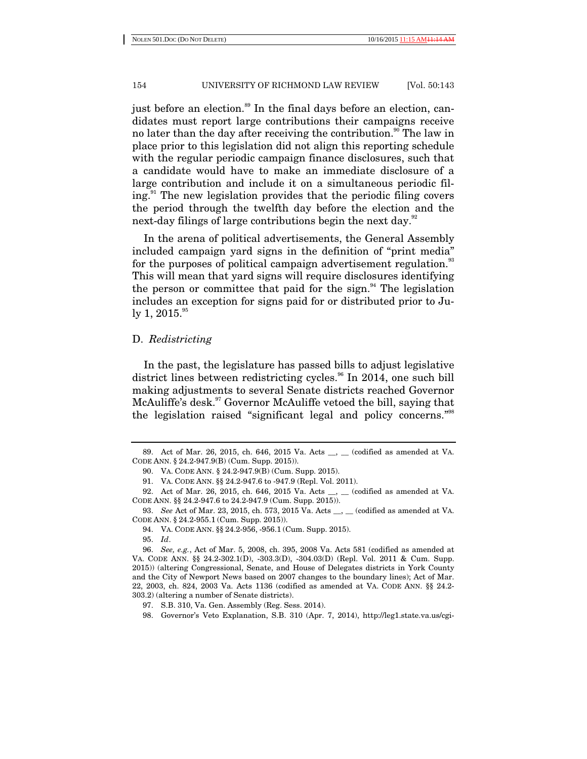just before an election.[89] In the final days before an election, candidates must report large contributions their campaigns receive no later than the day after receiving the contribution.[90] The law in place prior to this legislation did not align this reporting schedule with the regular periodic campaign finance disclosures, such that a candidate would have to make an immediate disclosure of a large contribution and include it on a simultaneous periodic filing.[91] The new legislation provides that the periodic filing covers the period through the twelfth day before the election and the next-day filings of large contributions begin the next day.[92]

In the arena of political advertisements, the General Assembly included campaign yard signs in the definition of "print media" for the purposes of political campaign advertisement regulation.[93] This will mean that yard signs will require disclosures identifying the person or committee that paid for the sign.[94] The legislation includes an exception for signs paid for or distributed prior to July 1, 2015.[95]

## D. *Redistricting*

In the past, the legislature has passed bills to adjust legislative district lines between redistricting cycles.[96] In 2014, one such bill making adjustments to several Senate districts reached Governor McAuliffe's desk.[97] Governor McAuliffe vetoed the bill, saying that the legislation raised "significant legal and policy concerns."[98]

---

89. Act of Mar. 26, 2015, ch. 646, 2015 Va. Acts __, __ (codified as amended at VA. CODE ANN. § 24.2-947.9(B) (Cum. Supp. 2015)).

90. VA. CODE ANN. § 24.2-947.9(B) (Cum. Supp. 2015).

91. VA. CODE ANN. §§ 24.2-947.6 to -947.9 (Repl. Vol. 2011).

92. Act of Mar. 26, 2015, ch. 646, 2015 Va. Acts __, __ (codified as amended at VA. CODE ANN. §§ 24.2-947.6 to 24.2-947.9 (Cum. Supp. 2015)).

93. *See* Act of Mar. 23, 2015, ch. 573, 2015 Va. Acts __, __ (codified as amended at VA. CODE ANN. § 24.2-955.1 (Cum. Supp. 2015)).

94. VA. CODE ANN. §§ 24.2-956, -956.1 (Cum. Supp. 2015).

95. *Id*.

96. *See, e.g.*, Act of Mar. 5, 2008, ch. 395, 2008 Va. Acts 581 (codified as amended at VA. CODE ANN. §§ 24.2-302.1(D), -303.3(D), -304.03(D) (Repl. Vol. 2011 & Cum. Supp. 2015)) (altering Congressional, Senate, and House of Delegates districts in York County and the City of Newport News based on 2007 changes to the boundary lines); Act of Mar. 22, 2003, ch. 824, 2003 Va. Acts 1136 (codified as amended at VA. CODE ANN. §§ 24.2-303.2) (altering a number of Senate districts).

97. S.B. 310, Va. Gen. Assembly (Reg. Sess. 2014).

98. Governor's Veto Explanation, S.B. 310 (Apr. 7, 2014), http://leg1.state.va.us/cgi-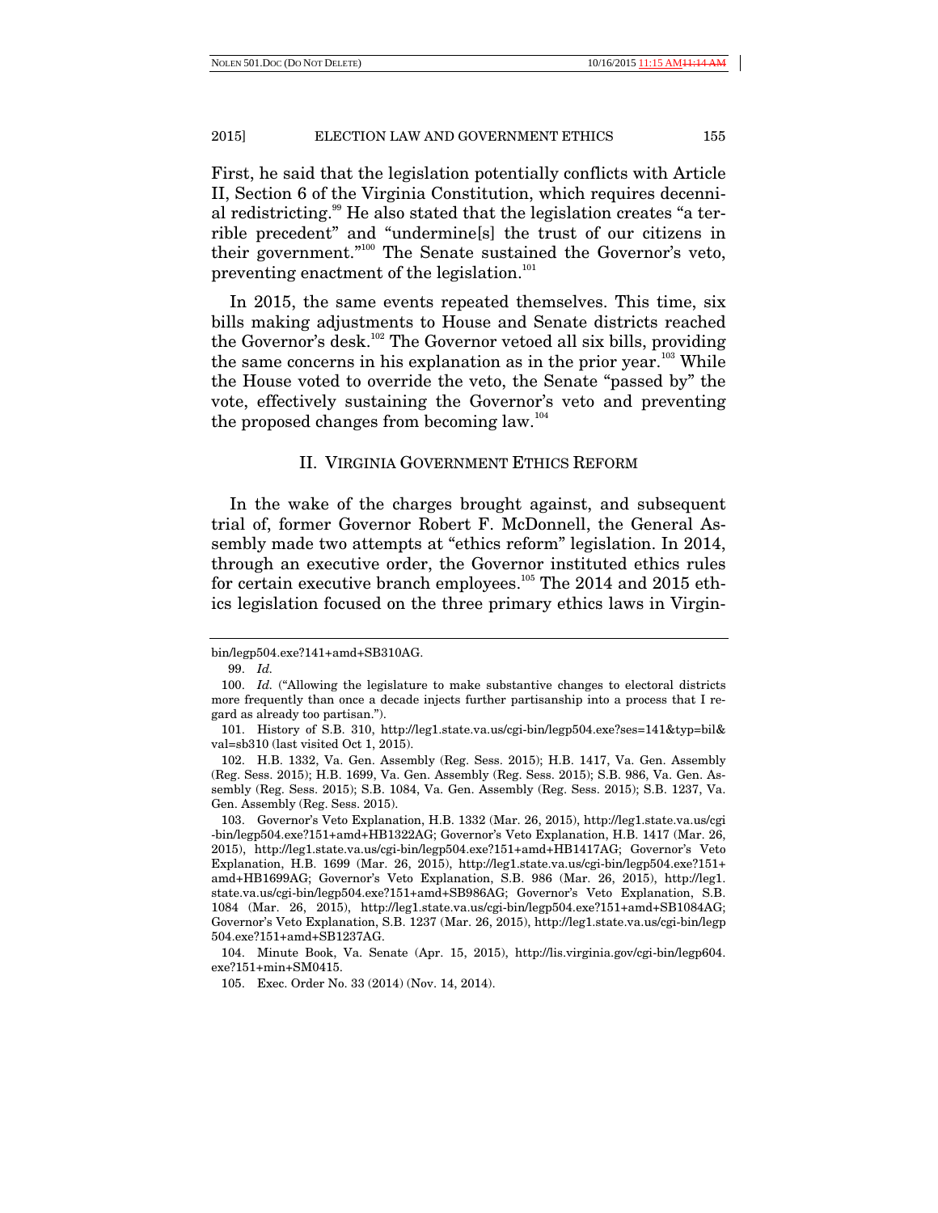First, he said that the legislation potentially conflicts with Article II, Section 6 of the Virginia Constitution, which requires decennial redistricting.[99] He also stated that the legislation creates "a terrible precedent" and "undermine[s] the trust of our citizens in their government."[100] The Senate sustained the Governor's veto, preventing enactment of the legislation.[101]

In 2015, the same events repeated themselves. This time, six bills making adjustments to House and Senate districts reached the Governor's desk.[102] The Governor vetoed all six bills, providing the same concerns in his explanation as in the prior year.[103] While the House voted to override the veto, the Senate "passed by" the vote, effectively sustaining the Governor's veto and preventing the proposed changes from becoming law.[104]

## II. VIRGINIA GOVERNMENT ETHICS REFORM

In the wake of the charges brought against, and subsequent trial of, former Governor Robert F. McDonnell, the General Assembly made two attempts at "ethics reform" legislation. In 2014, through an executive order, the Governor instituted ethics rules for certain executive branch employees.[105] The 2014 and 2015 ethics legislation focused on the three primary ethics laws in Virgin-

---

bin/legp504.exe?141+amd+SB310AG.

99. *Id.*

100. *Id.* ("Allowing the legislature to make substantive changes to electoral districts more frequently than once a decade injects further partisanship into a process that I regard as already too partisan.").

101. History of S.B. 310, http://leg1.state.va.us/cgi-bin/legp504.exe?ses=141&typ=bil&val=sb310 (last visited Oct 1, 2015).

102. H.B. 1332, Va. Gen. Assembly (Reg. Sess. 2015); H.B. 1417, Va. Gen. Assembly (Reg. Sess. 2015); H.B. 1699, Va. Gen. Assembly (Reg. Sess. 2015); S.B. 986, Va. Gen. Assembly (Reg. Sess. 2015); S.B. 1084, Va. Gen. Assembly (Reg. Sess. 2015); S.B. 1237, Va. Gen. Assembly (Reg. Sess. 2015).

103. Governor's Veto Explanation, H.B. 1332 (Mar. 26, 2015), http://leg1.state.va.us/cgi-bin/legp504.exe?151+amd+HB1322AG; Governor's Veto Explanation, H.B. 1417 (Mar. 26, 2015), http://leg1.state.va.us/cgi-bin/legp504.exe?151+amd+HB1417AG; Governor's Veto Explanation, H.B. 1699 (Mar. 26, 2015), http://leg1.state.va.us/cgi-bin/legp504.exe?151+amd+HB1699AG; Governor's Veto Explanation, S.B. 986 (Mar. 26, 2015), http://leg1.state.va.us/cgi-bin/legp504.exe?151+amd+SB986AG; Governor's Veto Explanation, S.B. 1084 (Mar. 26, 2015), http://leg1.state.va.us/cgi-bin/legp504.exe?151+amd+SB1084AG; Governor's Veto Explanation, S.B. 1237 (Mar. 26, 2015), http://leg1.state.va.us/cgi-bin/legp504.exe?151+amd+SB1237AG.

104. Minute Book, Va. Senate (Apr. 15, 2015), http://lis.virginia.gov/cgi-bin/legp604.exe?151+min+SM0415.

105. Exec. Order No. 33 (2014) (Nov. 14, 2014).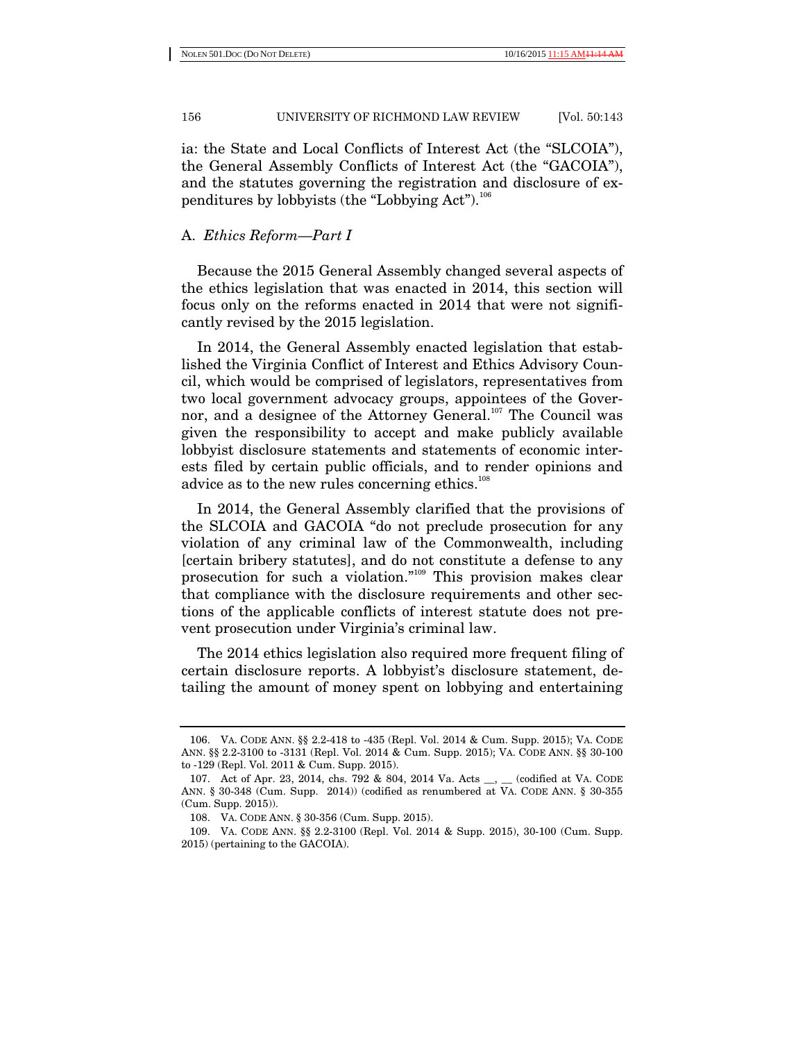ia: the State and Local Conflicts of Interest Act (the "SLCOIA"), the General Assembly Conflicts of Interest Act (the "GACOIA"), and the statutes governing the registration and disclosure of expenditures by lobbyists (the "Lobbying Act").[106]

### A. *Ethics Reform—Part I*

Because the 2015 General Assembly changed several aspects of the ethics legislation that was enacted in 2014, this section will focus only on the reforms enacted in 2014 that were not significantly revised by the 2015 legislation.

In 2014, the General Assembly enacted legislation that established the Virginia Conflict of Interest and Ethics Advisory Council, which would be comprised of legislators, representatives from two local government advocacy groups, appointees of the Governor, and a designee of the Attorney General.[107] The Council was given the responsibility to accept and make publicly available lobbyist disclosure statements and statements of economic interests filed by certain public officials, and to render opinions and advice as to the new rules concerning ethics.[108]

In 2014, the General Assembly clarified that the provisions of the SLCOIA and GACOIA "do not preclude prosecution for any violation of any criminal law of the Commonwealth, including [certain bribery statutes], and do not constitute a defense to any prosecution for such a violation."[109] This provision makes clear that compliance with the disclosure requirements and other sections of the applicable conflicts of interest statute does not prevent prosecution under Virginia's criminal law.

The 2014 ethics legislation also required more frequent filing of certain disclosure reports. A lobbyist's disclosure statement, detailing the amount of money spent on lobbying and entertaining

---

106. VA. CODE ANN. §§ 2.2-418 to -435 (Repl. Vol. 2014 & Cum. Supp. 2015); VA. CODE ANN. §§ 2.2-3100 to -3131 (Repl. Vol. 2014 & Cum. Supp. 2015); VA. CODE ANN. §§ 30-100 to -129 (Repl. Vol. 2011 & Cum. Supp. 2015).

107. Act of Apr. 23, 2014, chs. 792 & 804, 2014 Va. Acts __, __ (codified at VA. CODE ANN. § 30-348 (Cum. Supp. 2014)) (codified as renumbered at VA. CODE ANN. § 30-355 (Cum. Supp. 2015)).

108. VA. CODE ANN. § 30-356 (Cum. Supp. 2015).

109. VA. CODE ANN. §§ 2.2-3100 (Repl. Vol. 2014 & Supp. 2015), 30-100 (Cum. Supp. 2015) (pertaining to the GACOIA).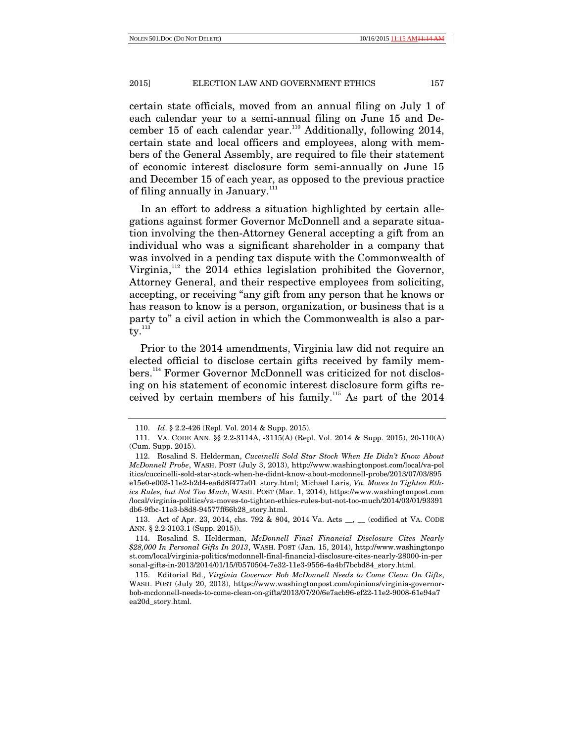certain state officials, moved from an annual filing on July 1 of each calendar year to a semi-annual filing on June 15 and December 15 of each calendar year.[110] Additionally, following 2014, certain state and local officers and employees, along with members of the General Assembly, are required to file their statement of economic interest disclosure form semi-annually on June 15 and December 15 of each year, as opposed to the previous practice of filing annually in January.[111]

In an effort to address a situation highlighted by certain allegations against former Governor McDonnell and a separate situation involving the then-Attorney General accepting a gift from an individual who was a significant shareholder in a company that was involved in a pending tax dispute with the Commonwealth of Virginia,[112] the 2014 ethics legislation prohibited the Governor, Attorney General, and their respective employees from soliciting, accepting, or receiving "any gift from any person that he knows or has reason to know is a person, organization, or business that is a party to" a civil action in which the Commonwealth is also a party.[113]

Prior to the 2014 amendments, Virginia law did not require an elected official to disclose certain gifts received by family members.[114] Former Governor McDonnell was criticized for not disclosing on his statement of economic interest disclosure form gifts received by certain members of his family.[115] As part of the 2014

---

110. *Id*. § 2.2-426 (Repl. Vol. 2014 & Supp. 2015).

111. VA. CODE ANN. §§ 2.2-3114A, -3115(A) (Repl. Vol. 2014 & Supp. 2015), 20-110(A) (Cum. Supp. 2015).

112. Rosalind S. Helderman, *Cuccinelli Sold Star Stock When He Didn't Know About McDonnell Probe*, WASH. POST (July 3, 2013), http://www.washingtonpost.com/local/va-politics/cuccinelli-sold-star-stock-when-he-didnt-know-about-mcdonnell-probe/2013/07/03/895e15e0-e003-11e2-b2d4-ea6d8f477a01_story.html; Michael Laris, *Va. Moves to Tighten Ethics Rules, but Not Too Much*, WASH. POST (Mar. 1, 2014), https://www.washingtonpost.com/local/virginia-politics/va-moves-to-tighten-ethics-rules-but-not-too-much/2014/03/01/93391db6-9fbc-11e3-b8d8-94577ff66b28_story.html.

113. Act of Apr. 23, 2014, chs. 792 & 804, 2014 Va. Acts __, __ (codified at VA. CODE ANN. § 2.2-3103.1 (Supp. 2015)).

114. Rosalind S. Helderman, *McDonnell Final Financial Disclosure Cites Nearly $28,000 In Personal Gifts In 2013*, WASH. POST (Jan. 15, 2014), http://www.washingtonpost.com/local/virginia-politics/mcdonnell-final-financial-disclosure-cites-nearly-28000-in-personal-gifts-in-2013/2014/01/15/f0570504-7e32-11e3-9556-4a4bf7bcbd84_story.html.

115. Editorial Bd., *Virginia Governor Bob McDonnell Needs to Come Clean On Gifts*, WASH. POST (July 20, 2013), https://www.washingtonpost.com/opinions/virginia-governor-bob-mcdonnell-needs-to-come-clean-on-gifts/2013/07/20/6e7acb96-ef22-11e2-9008-61e94a7ea20d_story.html.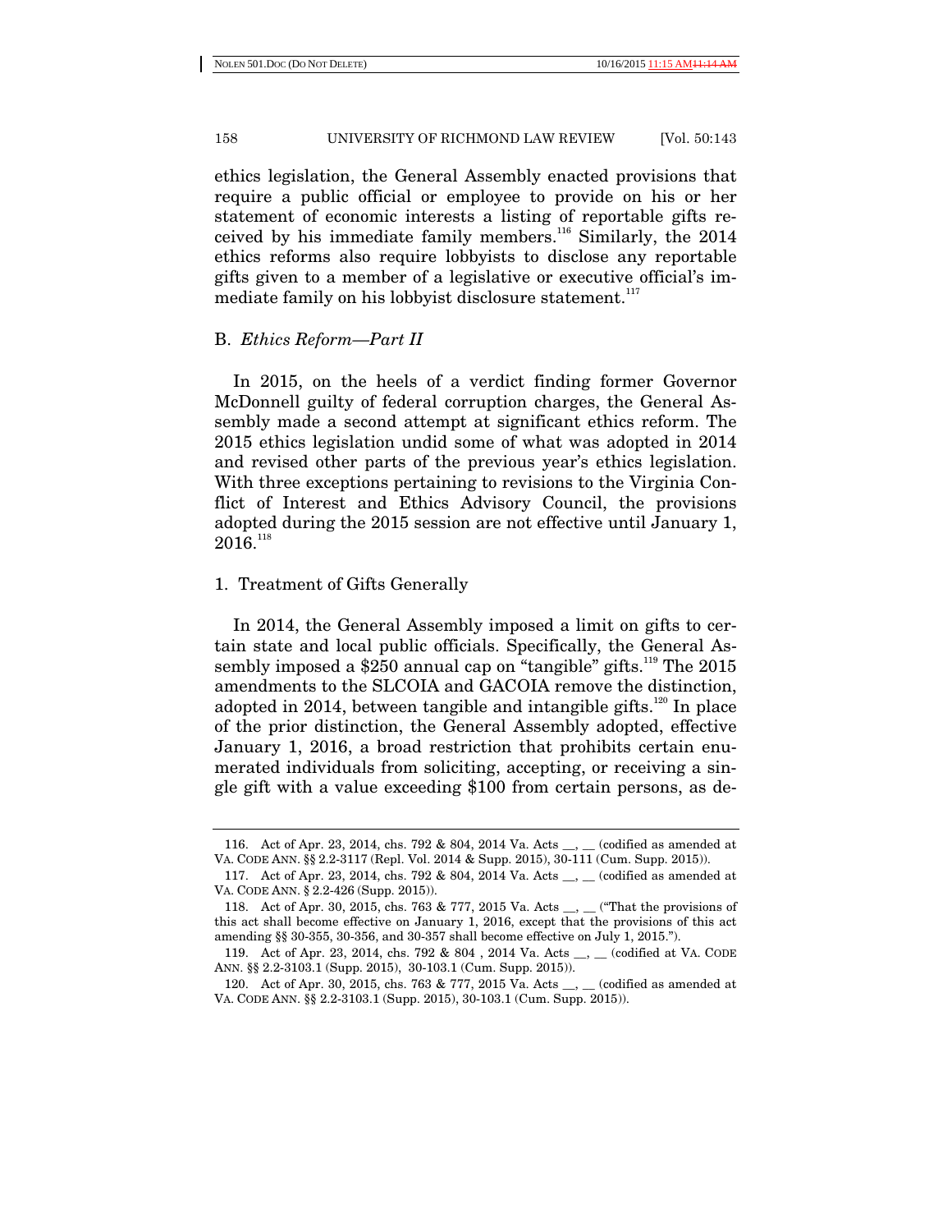ethics legislation, the General Assembly enacted provisions that require a public official or employee to provide on his or her statement of economic interests a listing of reportable gifts received by his immediate family members.[116] Similarly, the 2014 ethics reforms also require lobbyists to disclose any reportable gifts given to a member of a legislative or executive official's immediate family on his lobbyist disclosure statement.[117]

### B. *Ethics Reform—Part II*

In 2015, on the heels of a verdict finding former Governor McDonnell guilty of federal corruption charges, the General Assembly made a second attempt at significant ethics reform. The 2015 ethics legislation undid some of what was adopted in 2014 and revised other parts of the previous year's ethics legislation. With three exceptions pertaining to revisions to the Virginia Conflict of Interest and Ethics Advisory Council, the provisions adopted during the 2015 session are not effective until January 1, 2016.[118]

#### 1. Treatment of Gifts Generally

In 2014, the General Assembly imposed a limit on gifts to certain state and local public officials. Specifically, the General Assembly imposed a $250 annual cap on "tangible" gifts.[119] The 2015 amendments to the SLCOIA and GACOIA remove the distinction, adopted in 2014, between tangible and intangible gifts.[120] In place of the prior distinction, the General Assembly adopted, effective January 1, 2016, a broad restriction that prohibits certain enumerated individuals from soliciting, accepting, or receiving a single gift with a value exceeding $100 from certain persons, as de-

---

116. Act of Apr. 23, 2014, chs. 792 & 804, 2014 Va. Acts __, __ (codified as amended at VA. CODE ANN. §§ 2.2-3117 (Repl. Vol. 2014 & Supp. 2015), 30-111 (Cum. Supp. 2015)).

117. Act of Apr. 23, 2014, chs. 792 & 804, 2014 Va. Acts __, __ (codified as amended at VA. CODE ANN. § 2.2-426 (Supp. 2015)).

118. Act of Apr. 30, 2015, chs. 763 & 777, 2015 Va. Acts __, __ ("That the provisions of this act shall become effective on January 1, 2016, except that the provisions of this act amending §§ 30-355, 30-356, and 30-357 shall become effective on July 1, 2015.").

119. Act of Apr. 23, 2014, chs. 792 & 804 , 2014 Va. Acts __, __ (codified at VA. CODE ANN. §§ 2.2-3103.1 (Supp. 2015), 30-103.1 (Cum. Supp. 2015)).

120. Act of Apr. 30, 2015, chs. 763 & 777, 2015 Va. Acts __, __ (codified as amended at VA. CODE ANN. §§ 2.2-3103.1 (Supp. 2015), 30-103.1 (Cum. Supp. 2015)).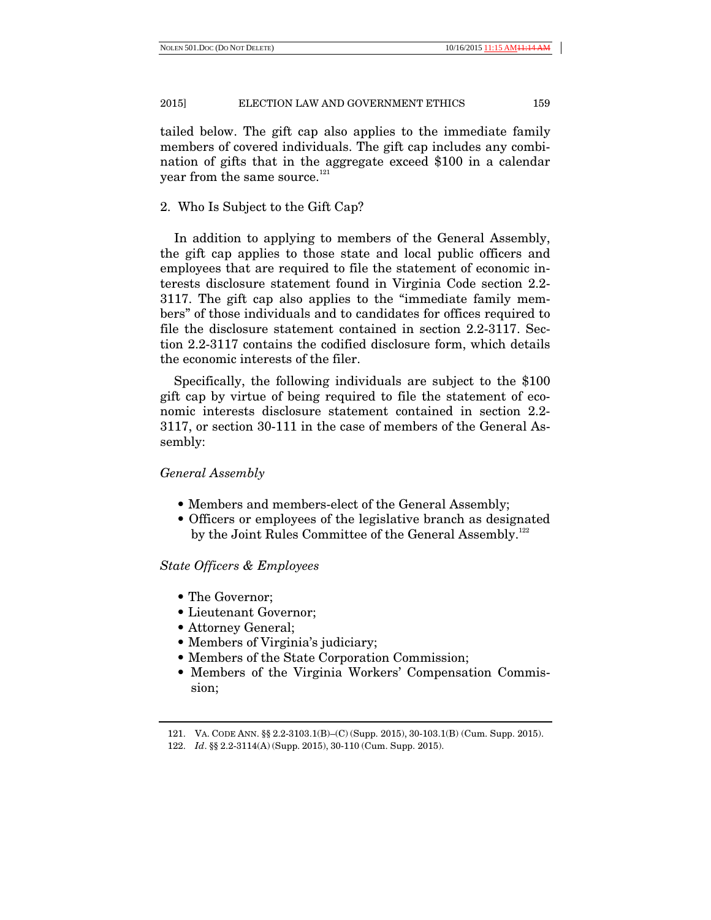tailed below. The gift cap also applies to the immediate family members of covered individuals. The gift cap includes any combination of gifts that in the aggregate exceed $100 in a calendar year from the same source.[121]

### 2. Who Is Subject to the Gift Cap?

In addition to applying to members of the General Assembly, the gift cap applies to those state and local public officers and employees that are required to file the statement of economic interests disclosure statement found in Virginia Code section 2.2-3117. The gift cap also applies to the "immediate family members" of those individuals and to candidates for offices required to file the disclosure statement contained in section 2.2-3117. Section 2.2-3117 contains the codified disclosure form, which details the economic interests of the filer.

Specifically, the following individuals are subject to the $100 gift cap by virtue of being required to file the statement of economic interests disclosure statement contained in section 2.2-3117, or section 30-111 in the case of members of the General Assembly:

*General Assembly*

- Members and members-elect of the General Assembly;
- Officers or employees of the legislative branch as designated by the Joint Rules Committee of the General Assembly.[122]

*State Officers & Employees*

- The Governor;
- Lieutenant Governor;
- Attorney General;
- Members of Virginia's judiciary;
- Members of the State Corporation Commission;
- Members of the Virginia Workers' Compensation Commission;

---

121. VA. CODE ANN. §§ 2.2-3103.1(B)–(C) (Supp. 2015), 30-103.1(B) (Cum. Supp. 2015).

122. *Id*. §§ 2.2-3114(A) (Supp. 2015), 30-110 (Cum. Supp. 2015).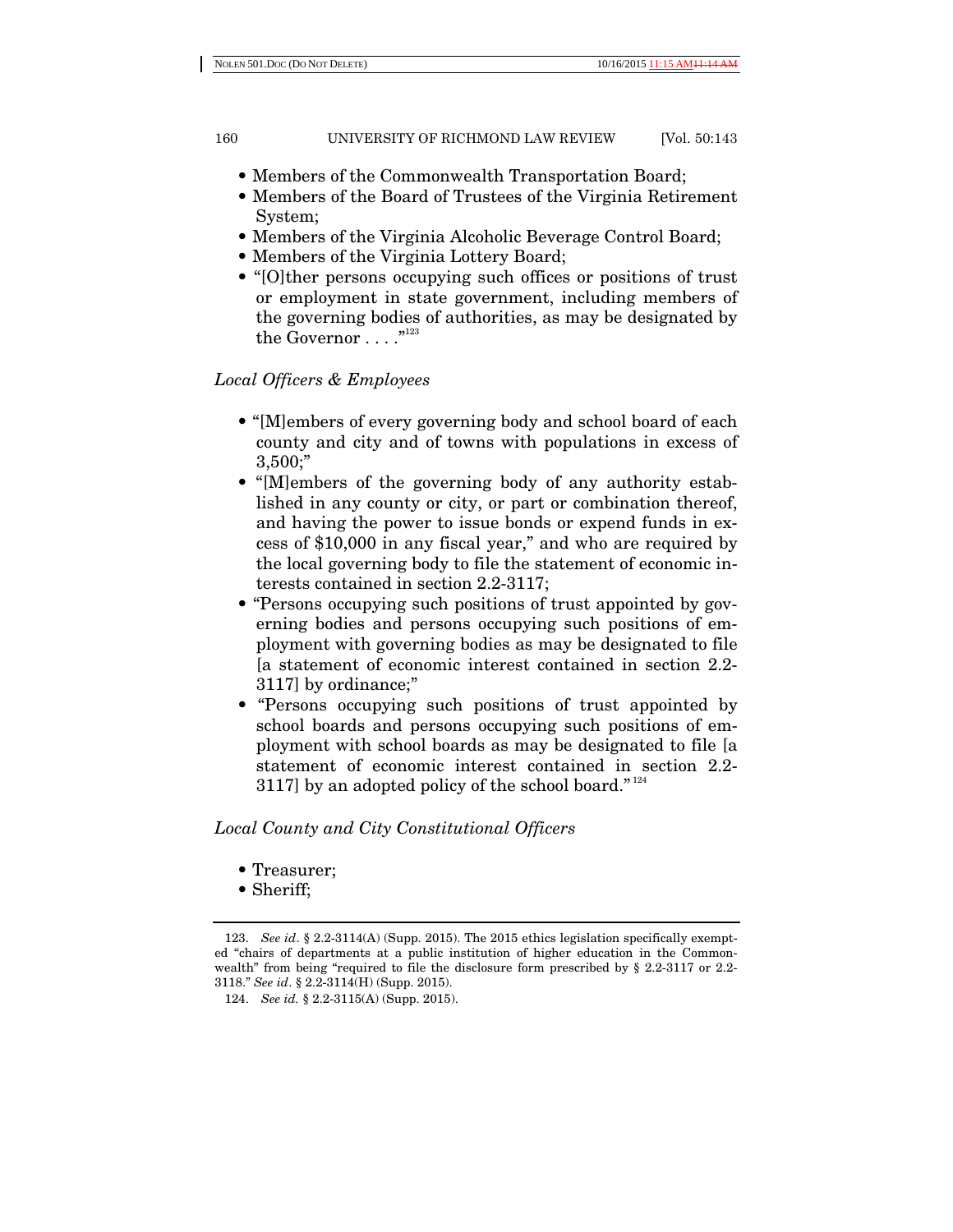- Members of the Commonwealth Transportation Board;
- Members of the Board of Trustees of the Virginia Retirement System;
- Members of the Virginia Alcoholic Beverage Control Board;
- Members of the Virginia Lottery Board;
- "[O]ther persons occupying such offices or positions of trust or employment in state government, including members of the governing bodies of authorities, as may be designated by the Governor . . . ."[123]

*Local Officers & Employees*

- "[M]embers of every governing body and school board of each county and city and of towns with populations in excess of 3,500;"
- "[M]embers of the governing body of any authority established in any county or city, or part or combination thereof, and having the power to issue bonds or expend funds in excess of $10,000 in any fiscal year," and who are required by the local governing body to file the statement of economic interests contained in section 2.2-3117;
- "Persons occupying such positions of trust appointed by governing bodies and persons occupying such positions of employment with governing bodies as may be designated to file [a statement of economic interest contained in section 2.2-3117] by ordinance;"
- "Persons occupying such positions of trust appointed by school boards and persons occupying such positions of employment with school boards as may be designated to file [a statement of economic interest contained in section 2.2-3117] by an adopted policy of the school board."[124]

*Local County and City Constitutional Officers*

- Treasurer;
- Sheriff;

---

123. *See id*. § 2.2-3114(A) (Supp. 2015). The 2015 ethics legislation specifically exempted "chairs of departments at a public institution of higher education in the Commonwealth" from being "required to file the disclosure form prescribed by § 2.2-3117 or 2.2-3118." *See id*. § 2.2-3114(H) (Supp. 2015).

124. *See id.* § 2.2-3115(A) (Supp. 2015).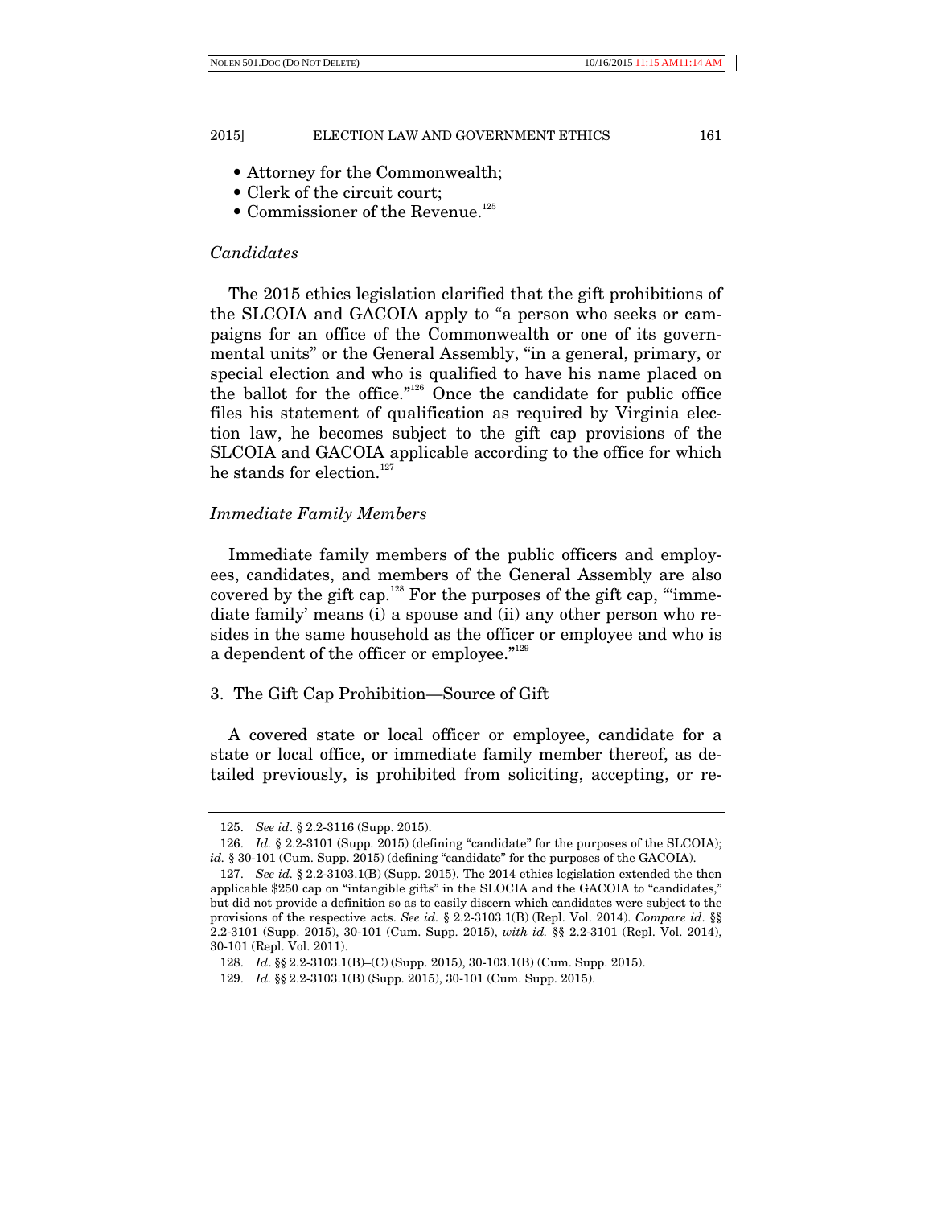- Attorney for the Commonwealth;
- Clerk of the circuit court;
- Commissioner of the Revenue.[125]

*Candidates*

The 2015 ethics legislation clarified that the gift prohibitions of the SLCOIA and GACOIA apply to "a person who seeks or campaigns for an office of the Commonwealth or one of its governmental units" or the General Assembly, "in a general, primary, or special election and who is qualified to have his name placed on the ballot for the office."[126] Once the candidate for public office files his statement of qualification as required by Virginia election law, he becomes subject to the gift cap provisions of the SLCOIA and GACOIA applicable according to the office for which he stands for election.[127]

*Immediate Family Members*

Immediate family members of the public officers and employees, candidates, and members of the General Assembly are also covered by the gift cap.[128] For the purposes of the gift cap, "'immediate family' means (i) a spouse and (ii) any other person who resides in the same household as the officer or employee and who is a dependent of the officer or employee."[129]

3. The Gift Cap Prohibition—Source of Gift

A covered state or local officer or employee, candidate for a state or local office, or immediate family member thereof, as detailed previously, is prohibited from soliciting, accepting, or re-

---

125. *See id*. § 2.2-3116 (Supp. 2015).

126. *Id.* § 2.2-3101 (Supp. 2015) (defining "candidate" for the purposes of the SLCOIA); *id.* § 30-101 (Cum. Supp. 2015) (defining "candidate" for the purposes of the GACOIA).

127. *See id.* § 2.2-3103.1(B) (Supp. 2015). The 2014 ethics legislation extended the then applicable $250 cap on "intangible gifts" in the SLOCIA and the GACOIA to "candidates," but did not provide a definition so as to easily discern which candidates were subject to the provisions of the respective acts. *See id.* § 2.2-3103.1(B) (Repl. Vol. 2014). *Compare id*. §§ 2.2-3101 (Supp. 2015), 30-101 (Cum. Supp. 2015), *with id.* §§ 2.2-3101 (Repl. Vol. 2014), 30-101 (Repl. Vol. 2011).

128. *Id*. §§ 2.2-3103.1(B)–(C) (Supp. 2015), 30-103.1(B) (Cum. Supp. 2015).

129. *Id.* §§ 2.2-3103.1(B) (Supp. 2015), 30-101 (Cum. Supp. 2015).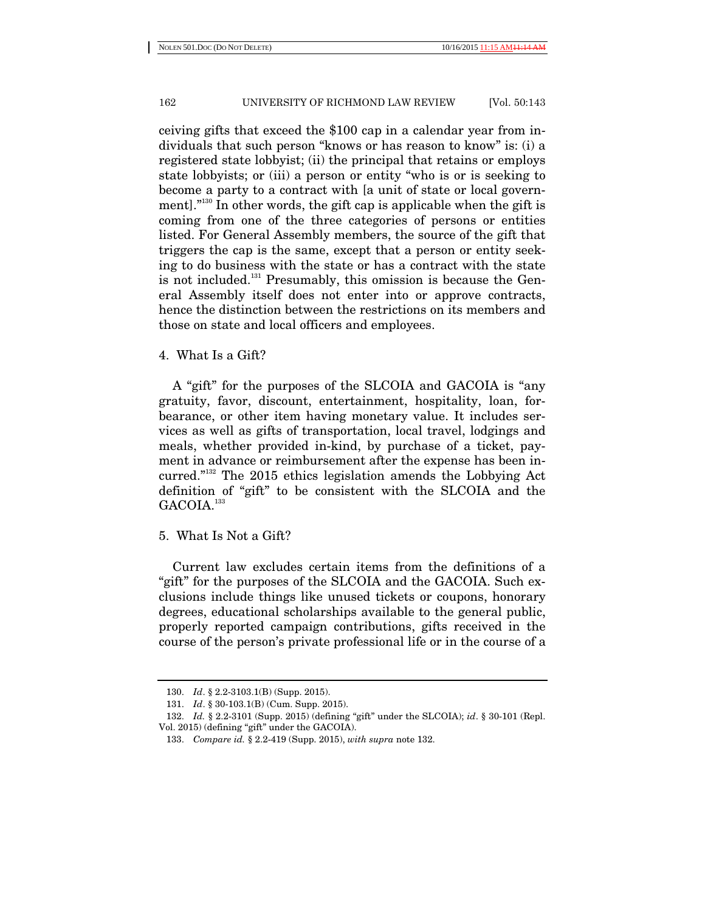ceiving gifts that exceed the $100 cap in a calendar year from individuals that such person "knows or has reason to know" is: (i) a registered state lobbyist; (ii) the principal that retains or employs state lobbyists; or (iii) a person or entity "who is or is seeking to become a party to a contract with [a unit of state or local government]."[130] In other words, the gift cap is applicable when the gift is coming from one of the three categories of persons or entities listed. For General Assembly members, the source of the gift that triggers the cap is the same, except that a person or entity seeking to do business with the state or has a contract with the state is not included.[131] Presumably, this omission is because the General Assembly itself does not enter into or approve contracts, hence the distinction between the restrictions on its members and those on state and local officers and employees.

#### 4. What Is a Gift?

A "gift" for the purposes of the SLCOIA and GACOIA is "any gratuity, favor, discount, entertainment, hospitality, loan, forbearance, or other item having monetary value. It includes services as well as gifts of transportation, local travel, lodgings and meals, whether provided in-kind, by purchase of a ticket, payment in advance or reimbursement after the expense has been incurred."[132] The 2015 ethics legislation amends the Lobbying Act definition of "gift" to be consistent with the SLCOIA and the GACOIA.[133]

#### 5. What Is Not a Gift?

Current law excludes certain items from the definitions of a "gift" for the purposes of the SLCOIA and the GACOIA. Such exclusions include things like unused tickets or coupons, honorary degrees, educational scholarships available to the general public, properly reported campaign contributions, gifts received in the course of the person's private professional life or in the course of a

---

130. *Id*. § 2.2-3103.1(B) (Supp. 2015).

131. *Id*. § 30-103.1(B) (Cum. Supp. 2015).

132. *Id.* § 2.2-3101 (Supp. 2015) (defining "gift" under the SLCOIA); *id*. § 30-101 (Repl. Vol. 2015) (defining "gift" under the GACOIA).

133. *Compare id.* § 2.2-419 (Supp. 2015), *with supra* note 132.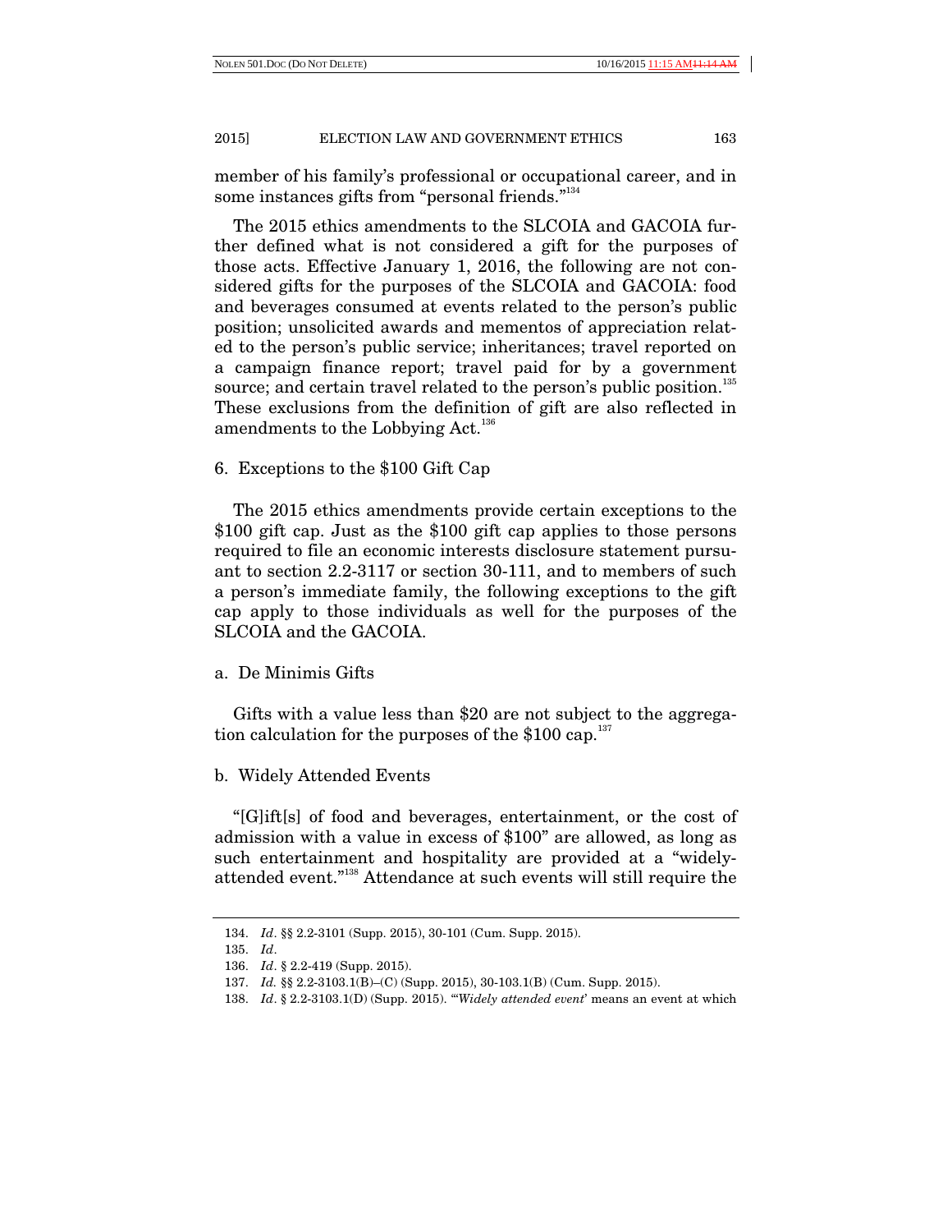member of his family's professional or occupational career, and in some instances gifts from "personal friends."[134]

The 2015 ethics amendments to the SLCOIA and GACOIA further defined what is not considered a gift for the purposes of those acts. Effective January 1, 2016, the following are not considered gifts for the purposes of the SLCOIA and GACOIA: food and beverages consumed at events related to the person's public position; unsolicited awards and mementos of appreciation related to the person's public service; inheritances; travel reported on a campaign finance report; travel paid for by a government source; and certain travel related to the person's public position.[135] These exclusions from the definition of gift are also reflected in amendments to the Lobbying Act.[136]

### 6. Exceptions to the $100 Gift Cap

The 2015 ethics amendments provide certain exceptions to the $100 gift cap. Just as the $100 gift cap applies to those persons required to file an economic interests disclosure statement pursuant to section 2.2-3117 or section 30-111, and to members of such a person's immediate family, the following exceptions to the gift cap apply to those individuals as well for the purposes of the SLCOIA and the GACOIA.

#### a. De Minimis Gifts

Gifts with a value less than $20 are not subject to the aggregation calculation for the purposes of the $100 cap.[137]

#### b. Widely Attended Events

"[G]ift[s] of food and beverages, entertainment, or the cost of admission with a value in excess of $100" are allowed, as long as such entertainment and hospitality are provided at a "widely-attended event."[138] Attendance at such events will still require the

---

134. *Id*. §§ 2.2-3101 (Supp. 2015), 30-101 (Cum. Supp. 2015).

135. *Id*.

136. *Id*. § 2.2-419 (Supp. 2015).

137. *Id.* §§ 2.2-3103.1(B)–(C) (Supp. 2015), 30-103.1(B) (Cum. Supp. 2015).

138. *Id*. § 2.2-3103.1(D) (Supp. 2015). "'*Widely attended event*' means an event at which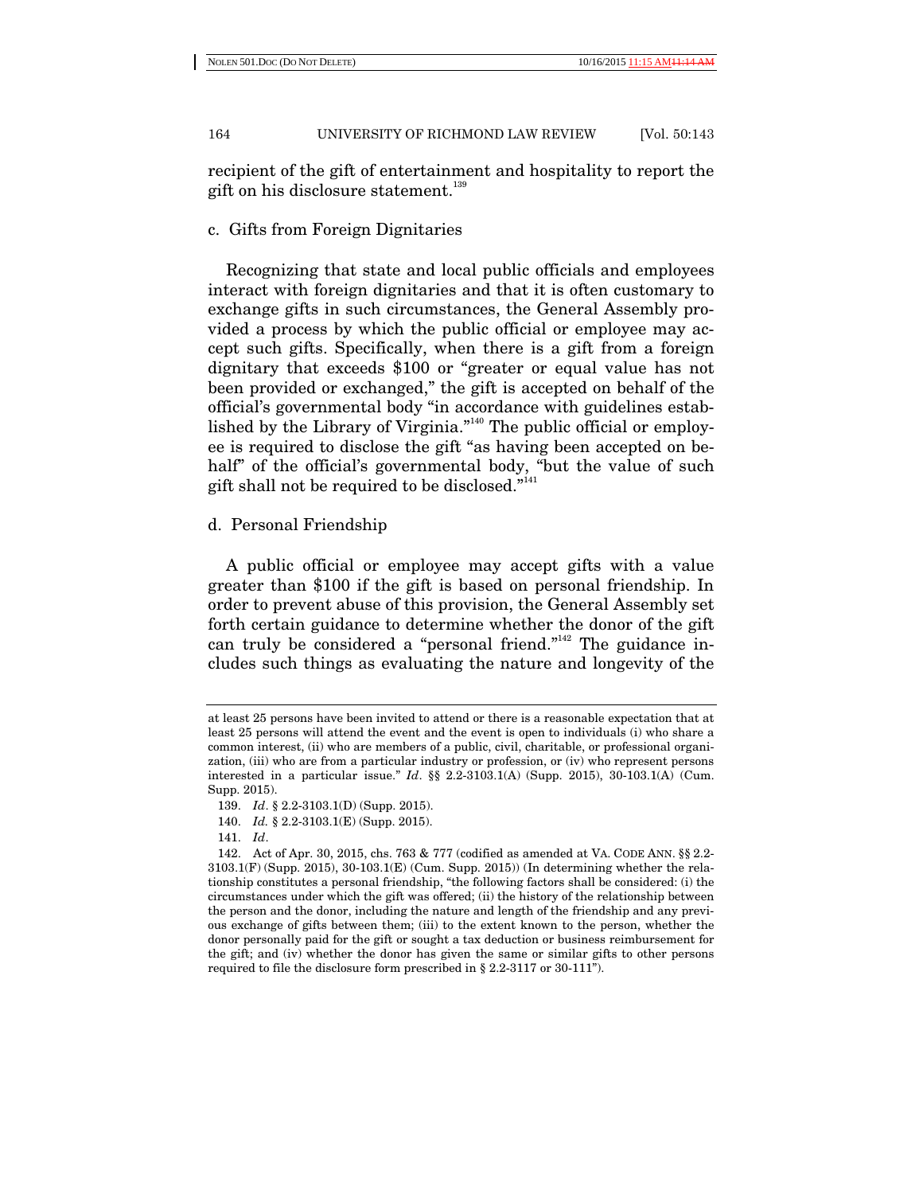recipient of the gift of entertainment and hospitality to report the gift on his disclosure statement.[139]

### c. Gifts from Foreign Dignitaries

Recognizing that state and local public officials and employees interact with foreign dignitaries and that it is often customary to exchange gifts in such circumstances, the General Assembly provided a process by which the public official or employee may accept such gifts. Specifically, when there is a gift from a foreign dignitary that exceeds $100 or "greater or equal value has not been provided or exchanged," the gift is accepted on behalf of the official's governmental body "in accordance with guidelines established by the Library of Virginia."[140] The public official or employee is required to disclose the gift "as having been accepted on behalf" of the official's governmental body, "but the value of such gift shall not be required to be disclosed."[141]

### d. Personal Friendship

A public official or employee may accept gifts with a value greater than $100 if the gift is based on personal friendship. In order to prevent abuse of this provision, the General Assembly set forth certain guidance to determine whether the donor of the gift can truly be considered a "personal friend."[142] The guidance includes such things as evaluating the nature and longevity of the

---

at least 25 persons have been invited to attend or there is a reasonable expectation that at least 25 persons will attend the event and the event is open to individuals (i) who share a common interest, (ii) who are members of a public, civil, charitable, or professional organization, (iii) who are from a particular industry or profession, or (iv) who represent persons interested in a particular issue." *Id*. §§ 2.2-3103.1(A) (Supp. 2015), 30-103.1(A) (Cum. Supp. 2015).

139. *Id*. § 2.2-3103.1(D) (Supp. 2015).

140. *Id.* § 2.2-3103.1(E) (Supp. 2015).

141. *Id*.

142. Act of Apr. 30, 2015, chs. 763 & 777 (codified as amended at VA. CODE ANN. §§ 2.2-3103.1(F) (Supp. 2015), 30-103.1(E) (Cum. Supp. 2015)) (In determining whether the relationship constitutes a personal friendship, "the following factors shall be considered: (i) the circumstances under which the gift was offered; (ii) the history of the relationship between the person and the donor, including the nature and length of the friendship and any previous exchange of gifts between them; (iii) to the extent known to the person, whether the donor personally paid for the gift or sought a tax deduction or business reimbursement for the gift; and (iv) whether the donor has given the same or similar gifts to other persons required to file the disclosure form prescribed in § 2.2-3117 or 30-111").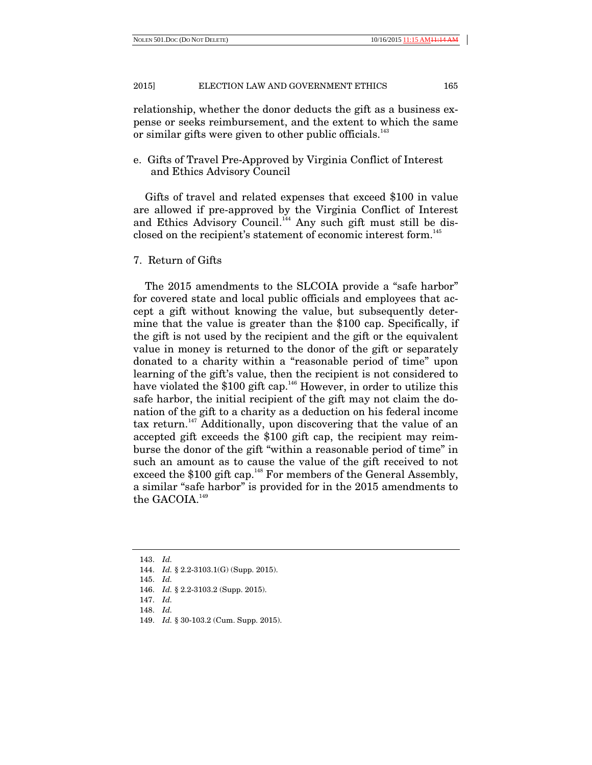relationship, whether the donor deducts the gift as a business expense or seeks reimbursement, and the extent to which the same or similar gifts were given to other public officials.[143]

#### e. Gifts of Travel Pre-Approved by Virginia Conflict of Interest and Ethics Advisory Council

Gifts of travel and related expenses that exceed $100 in value are allowed if pre-approved by the Virginia Conflict of Interest and Ethics Advisory Council.[144] Any such gift must still be disclosed on the recipient's statement of economic interest form.[145]

### 7. Return of Gifts

The 2015 amendments to the SLCOIA provide a "safe harbor" for covered state and local public officials and employees that accept a gift without knowing the value, but subsequently determine that the value is greater than the $100 cap. Specifically, if the gift is not used by the recipient and the gift or the equivalent value in money is returned to the donor of the gift or separately donated to a charity within a "reasonable period of time" upon learning of the gift's value, then the recipient is not considered to have violated the $100 gift cap.[146] However, in order to utilize this safe harbor, the initial recipient of the gift may not claim the donation of the gift to a charity as a deduction on his federal income tax return.[147] Additionally, upon discovering that the value of an accepted gift exceeds the $100 gift cap, the recipient may reimburse the donor of the gift "within a reasonable period of time" in such an amount as to cause the value of the gift received to not exceed the $100 gift cap.[148] For members of the General Assembly, a similar "safe harbor" is provided for in the 2015 amendments to the GACOIA.[149]

---

143. *Id.*

144. *Id.* § 2.2-3103.1(G) (Supp. 2015).

145. *Id.*

146. *Id.* § 2.2-3103.2 (Supp. 2015).

147. *Id.*

148. *Id.*

149. *Id.* § 30-103.2 (Cum. Supp. 2015).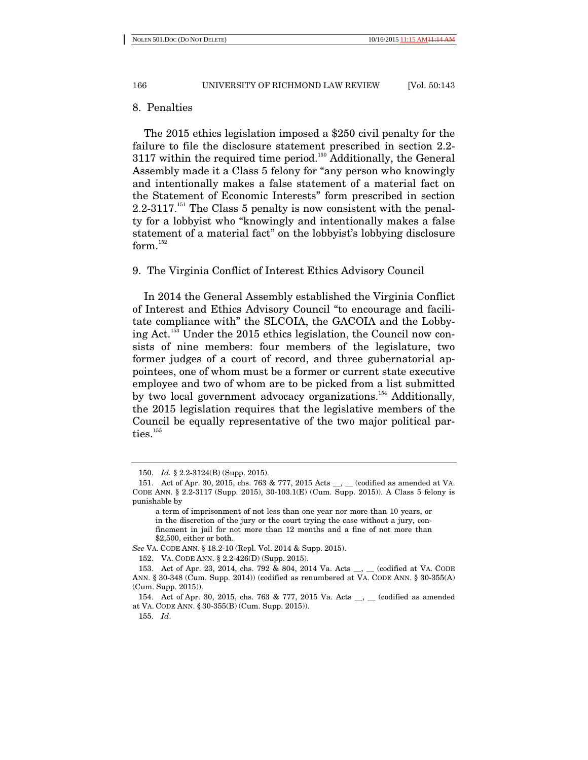### 8. Penalties

The 2015 ethics legislation imposed a $250 civil penalty for the failure to file the disclosure statement prescribed in section 2.2-3117 within the required time period.[150] Additionally, the General Assembly made it a Class 5 felony for "any person who knowingly and intentionally makes a false statement of a material fact on the Statement of Economic Interests" form prescribed in section 2.2-3117.[151] The Class 5 penalty is now consistent with the penalty for a lobbyist who "knowingly and intentionally makes a false statement of a material fact" on the lobbyist's lobbying disclosure form.[152]

### 9. The Virginia Conflict of Interest Ethics Advisory Council

In 2014 the General Assembly established the Virginia Conflict of Interest and Ethics Advisory Council "to encourage and facilitate compliance with" the SLCOIA, the GACOIA and the Lobbying Act.[153] Under the 2015 ethics legislation, the Council now consists of nine members: four members of the legislature, two former judges of a court of record, and three gubernatorial appointees, one of whom must be a former or current state executive employee and two of whom are to be picked from a list submitted by two local government advocacy organizations.[154] Additionally, the 2015 legislation requires that the legislative members of the Council be equally representative of the two major political parties.[155]

---

150. *Id.* § 2.2-3124(B) (Supp. 2015).

151. Act of Apr. 30, 2015, chs. 763 & 777, 2015 Acts __, __ (codified as amended at VA. CODE ANN. § 2.2-3117 (Supp. 2015), 30-103.1(E) (Cum. Supp. 2015)). A Class 5 felony is punishable by

> a term of imprisonment of not less than one year nor more than 10 years, or in the discretion of the jury or the court trying the case without a jury, confinement in jail for not more than 12 months and a fine of not more than $2,500, either or both.

*See* VA. CODE ANN. § 18.2-10 (Repl. Vol. 2014 & Supp. 2015).

152. VA. CODE ANN. § 2.2-426(D) (Supp. 2015).

153. Act of Apr. 23, 2014, chs. 792 & 804, 2014 Va. Acts __, __ (codified at VA. CODE ANN. § 30-348 (Cum. Supp. 2014)) (codified as renumbered at VA. CODE ANN. § 30-355(A) (Cum. Supp. 2015)).

154. Act of Apr. 30, 2015, chs. 763 & 777, 2015 Va. Acts __, __ (codified as amended at VA. CODE ANN. § 30-355(B) (Cum. Supp. 2015)).

155. *Id*.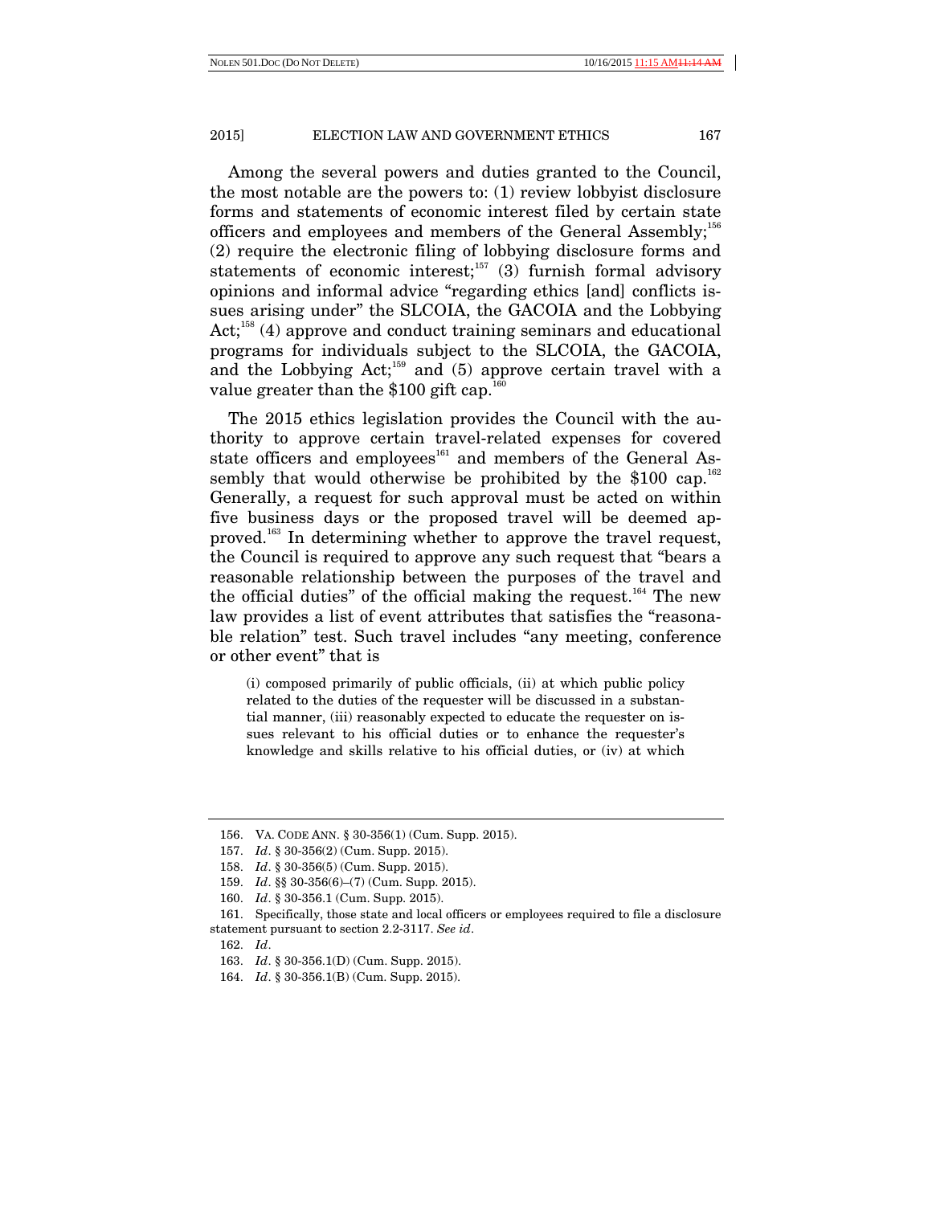Among the several powers and duties granted to the Council, the most notable are the powers to: (1) review lobbyist disclosure forms and statements of economic interest filed by certain state officers and employees and members of the General Assembly;[156] (2) require the electronic filing of lobbying disclosure forms and statements of economic interest;[157] (3) furnish formal advisory opinions and informal advice "regarding ethics [and] conflicts issues arising under" the SLCOIA, the GACOIA and the Lobbying Act;[158] (4) approve and conduct training seminars and educational programs for individuals subject to the SLCOIA, the GACOIA, and the Lobbying Act;[159] and (5) approve certain travel with a value greater than the $100 gift cap.[160]

The 2015 ethics legislation provides the Council with the authority to approve certain travel-related expenses for covered state officers and employees[161] and members of the General Assembly that would otherwise be prohibited by the $100 cap.[162] Generally, a request for such approval must be acted on within five business days or the proposed travel will be deemed approved.[163] In determining whether to approve the travel request, the Council is required to approve any such request that "bears a reasonable relationship between the purposes of the travel and the official duties" of the official making the request.[164] The new law provides a list of event attributes that satisfies the "reasonable relation" test. Such travel includes "any meeting, conference or other event" that is

> (i) composed primarily of public officials, (ii) at which public policy related to the duties of the requester will be discussed in a substantial manner, (iii) reasonably expected to educate the requester on issues relevant to his official duties or to enhance the requester's knowledge and skills relative to his official duties, or (iv) at which

---

156. VA. CODE ANN. § 30-356(1) (Cum. Supp. 2015).

157. *Id*. § 30-356(2) (Cum. Supp. 2015).

158. *Id*. § 30-356(5) (Cum. Supp. 2015).

159. *Id*. §§ 30-356(6)–(7) (Cum. Supp. 2015).

160. *Id*. § 30-356.1 (Cum. Supp. 2015).

161. Specifically, those state and local officers or employees required to file a disclosure statement pursuant to section 2.2-3117. *See id*.

162. *Id*.

163. *Id*. § 30-356.1(D) (Cum. Supp. 2015).

164. *Id*. § 30-356.1(B) (Cum. Supp. 2015).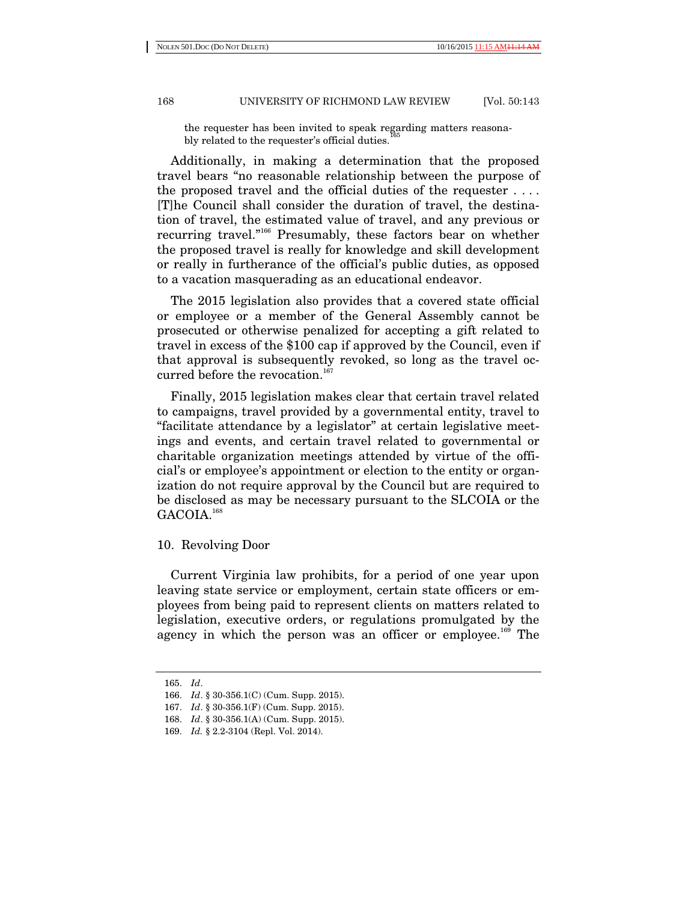the requester has been invited to speak regarding matters reasonably related to the requester's official duties.[165]

Additionally, in making a determination that the proposed travel bears "no reasonable relationship between the purpose of the proposed travel and the official duties of the requester . . . . [T]he Council shall consider the duration of travel, the destination of travel, the estimated value of travel, and any previous or recurring travel."[166] Presumably, these factors bear on whether the proposed travel is really for knowledge and skill development or really in furtherance of the official's public duties, as opposed to a vacation masquerading as an educational endeavor.

The 2015 legislation also provides that a covered state official or employee or a member of the General Assembly cannot be prosecuted or otherwise penalized for accepting a gift related to travel in excess of the $100 cap if approved by the Council, even if that approval is subsequently revoked, so long as the travel occurred before the revocation.[167]

Finally, 2015 legislation makes clear that certain travel related to campaigns, travel provided by a governmental entity, travel to "facilitate attendance by a legislator" at certain legislative meetings and events, and certain travel related to governmental or charitable organization meetings attended by virtue of the official's or employee's appointment or election to the entity or organization do not require approval by the Council but are required to be disclosed as may be necessary pursuant to the SLCOIA or the GACOIA.[168]

### 10. Revolving Door

Current Virginia law prohibits, for a period of one year upon leaving state service or employment, certain state officers or employees from being paid to represent clients on matters related to legislation, executive orders, or regulations promulgated by the agency in which the person was an officer or employee.[169] The

---

165. *Id*.
166. *Id*. § 30-356.1(C) (Cum. Supp. 2015).
167. *Id*. § 30-356.1(F) (Cum. Supp. 2015).
168. *Id*. § 30-356.1(A) (Cum. Supp. 2015).
169. *Id.* § 2.2-3104 (Repl. Vol. 2014).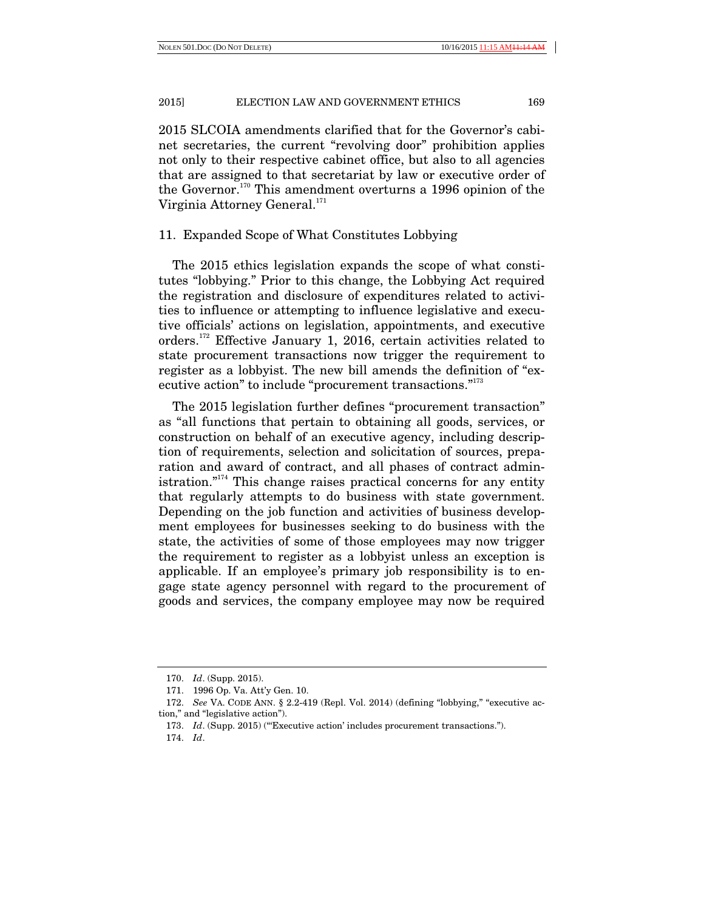2015 SLCOIA amendments clarified that for the Governor's cabinet secretaries, the current "revolving door" prohibition applies not only to their respective cabinet office, but also to all agencies that are assigned to that secretariat by law or executive order of the Governor.[170] This amendment overturns a 1996 opinion of the Virginia Attorney General.[171]

### 11. Expanded Scope of What Constitutes Lobbying

The 2015 ethics legislation expands the scope of what constitutes "lobbying." Prior to this change, the Lobbying Act required the registration and disclosure of expenditures related to activities to influence or attempting to influence legislative and executive officials' actions on legislation, appointments, and executive orders.[172] Effective January 1, 2016, certain activities related to state procurement transactions now trigger the requirement to register as a lobbyist. The new bill amends the definition of "executive action" to include "procurement transactions."[173]

The 2015 legislation further defines "procurement transaction" as "all functions that pertain to obtaining all goods, services, or construction on behalf of an executive agency, including description of requirements, selection and solicitation of sources, preparation and award of contract, and all phases of contract administration."[174] This change raises practical concerns for any entity that regularly attempts to do business with state government. Depending on the job function and activities of business development employees for businesses seeking to do business with the state, the activities of some of those employees may now trigger the requirement to register as a lobbyist unless an exception is applicable. If an employee's primary job responsibility is to engage state agency personnel with regard to the procurement of goods and services, the company employee may now be required

---

170. *Id*. (Supp. 2015).

171. 1996 Op. Va. Att'y Gen. 10.

172. *See* VA. CODE ANN. § 2.2-419 (Repl. Vol. 2014) (defining "lobbying," "executive action," and "legislative action").

173. *Id*. (Supp. 2015) ("'Executive action' includes procurement transactions.").

174. *Id*.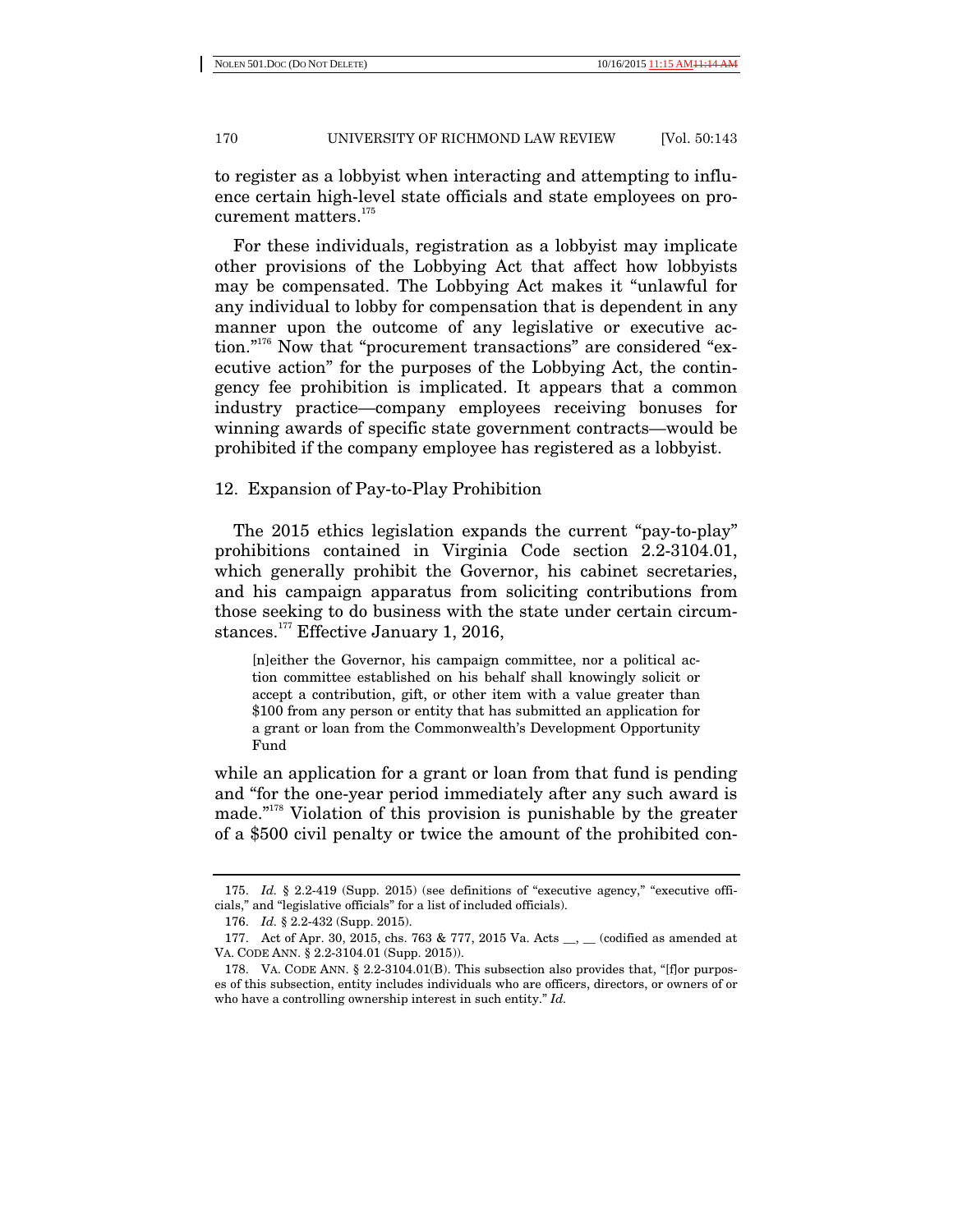to register as a lobbyist when interacting and attempting to influence certain high-level state officials and state employees on procurement matters.[175]

For these individuals, registration as a lobbyist may implicate other provisions of the Lobbying Act that affect how lobbyists may be compensated. The Lobbying Act makes it "unlawful for any individual to lobby for compensation that is dependent in any manner upon the outcome of any legislative or executive action."[176] Now that "procurement transactions" are considered "executive action" for the purposes of the Lobbying Act, the contingency fee prohibition is implicated. It appears that a common industry practice—company employees receiving bonuses for winning awards of specific state government contracts—would be prohibited if the company employee has registered as a lobbyist.

### 12. Expansion of Pay-to-Play Prohibition

The 2015 ethics legislation expands the current "pay-to-play" prohibitions contained in Virginia Code section 2.2-3104.01, which generally prohibit the Governor, his cabinet secretaries, and his campaign apparatus from soliciting contributions from those seeking to do business with the state under certain circumstances.[177] Effective January 1, 2016,

> [n]either the Governor, his campaign committee, nor a political action committee established on his behalf shall knowingly solicit or accept a contribution, gift, or other item with a value greater than $100 from any person or entity that has submitted an application for a grant or loan from the Commonwealth's Development Opportunity Fund

while an application for a grant or loan from that fund is pending and "for the one-year period immediately after any such award is made."[178] Violation of this provision is punishable by the greater of a $500 civil penalty or twice the amount of the prohibited con-

---

175. *Id.* § 2.2-419 (Supp. 2015) (see definitions of "executive agency," "executive officials," and "legislative officials" for a list of included officials).

176. *Id.* § 2.2-432 (Supp. 2015).

177. Act of Apr. 30, 2015, chs. 763 & 777, 2015 Va. Acts __, __ (codified as amended at VA. CODE ANN. § 2.2-3104.01 (Supp. 2015)).

178. VA. CODE ANN. § 2.2-3104.01(B). This subsection also provides that, "[f]or purposes of this subsection, entity includes individuals who are officers, directors, or owners of or who have a controlling ownership interest in such entity." *Id.*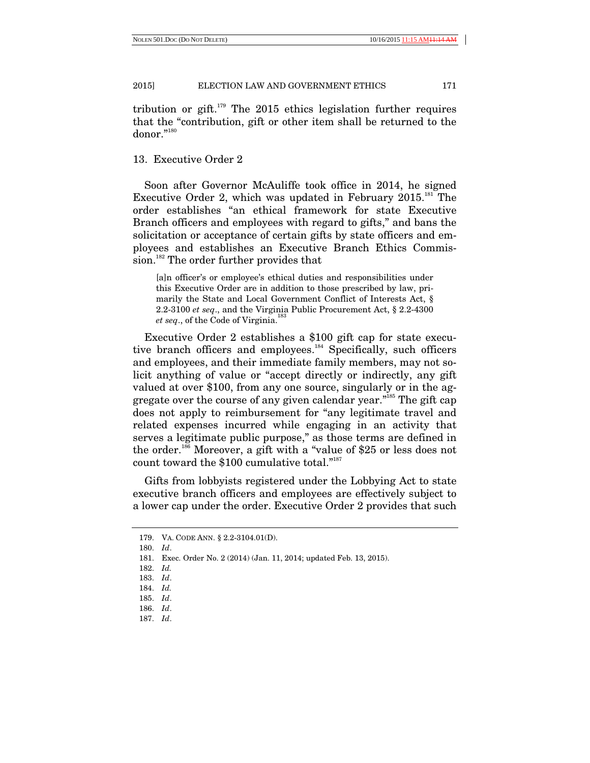tribution or gift.[179] The 2015 ethics legislation further requires that the "contribution, gift or other item shall be returned to the donor."[180]

### 13. Executive Order 2

Soon after Governor McAuliffe took office in 2014, he signed Executive Order 2, which was updated in February 2015.[181] The order establishes "an ethical framework for state Executive Branch officers and employees with regard to gifts," and bans the solicitation or acceptance of certain gifts by state officers and employees and establishes an Executive Branch Ethics Commission.[182] The order further provides that

> [a]n officer's or employee's ethical duties and responsibilities under this Executive Order are in addition to those prescribed by law, primarily the State and Local Government Conflict of Interests Act, § 2.2-3100 *et seq*., and the Virginia Public Procurement Act, § 2.2-4300 *et seq*., of the Code of Virginia.[183]

Executive Order 2 establishes a $100 gift cap for state executive branch officers and employees.[184] Specifically, such officers and employees, and their immediate family members, may not solicit anything of value or "accept directly or indirectly, any gift valued at over $100, from any one source, singularly or in the aggregate over the course of any given calendar year."[185] The gift cap does not apply to reimbursement for "any legitimate travel and related expenses incurred while engaging in an activity that serves a legitimate public purpose," as those terms are defined in the order.[186] Moreover, a gift with a "value of $25 or less does not count toward the $100 cumulative total."[187]

Gifts from lobbyists registered under the Lobbying Act to state executive branch officers and employees are effectively subject to a lower cap under the order. Executive Order 2 provides that such

---

179. VA. CODE ANN. § 2.2-3104.01(D).
180. *Id*.
181. Exec. Order No. 2 (2014) (Jan. 11, 2014; updated Feb. 13, 2015).
182. *Id.*
183. *Id*.
184. *Id.*
185. *Id*.
186. *Id*.
187. *Id*.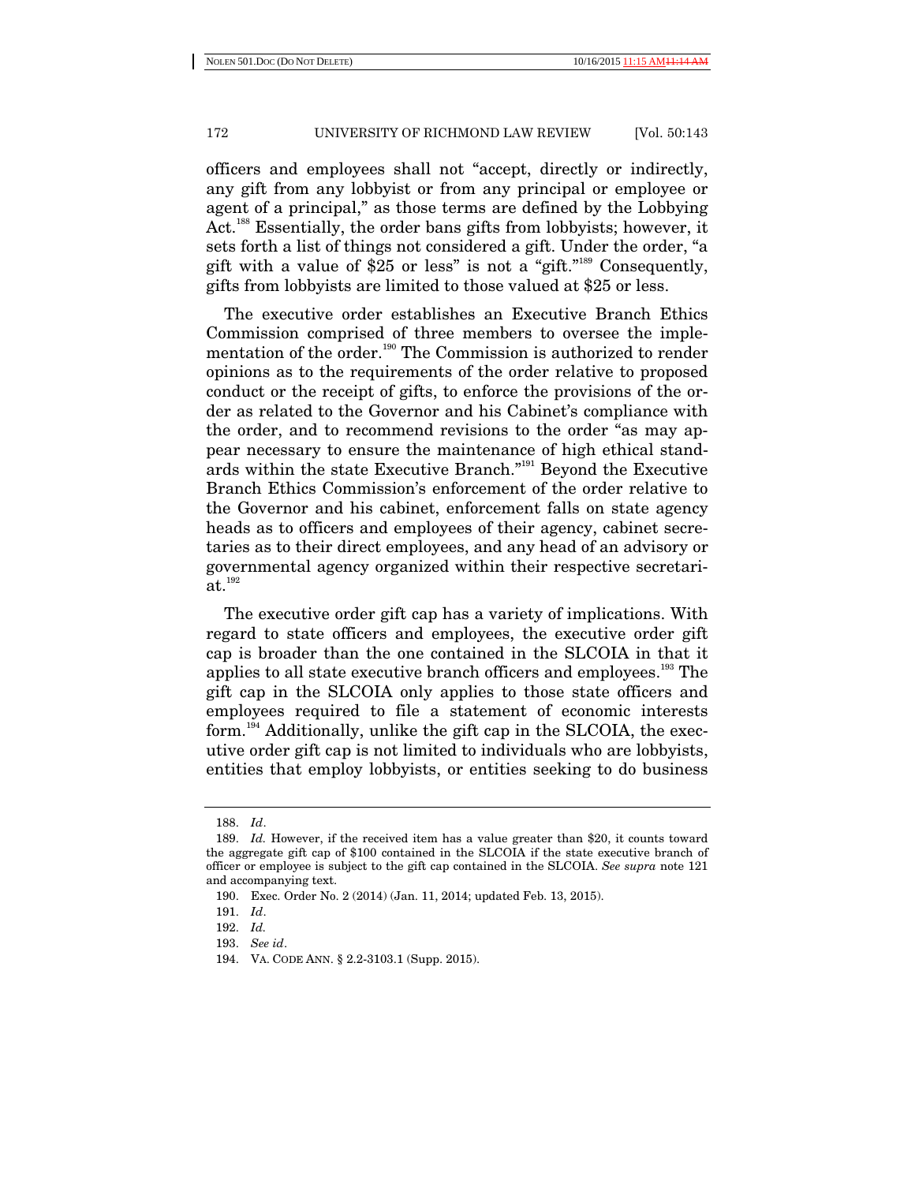officers and employees shall not "accept, directly or indirectly, any gift from any lobbyist or from any principal or employee or agent of a principal," as those terms are defined by the Lobbying Act.[188] Essentially, the order bans gifts from lobbyists; however, it sets forth a list of things not considered a gift. Under the order, "a gift with a value of $25 or less" is not a "gift."[189] Consequently, gifts from lobbyists are limited to those valued at $25 or less.

The executive order establishes an Executive Branch Ethics Commission comprised of three members to oversee the implementation of the order.[190] The Commission is authorized to render opinions as to the requirements of the order relative to proposed conduct or the receipt of gifts, to enforce the provisions of the order as related to the Governor and his Cabinet's compliance with the order, and to recommend revisions to the order "as may appear necessary to ensure the maintenance of high ethical standards within the state Executive Branch."[191] Beyond the Executive Branch Ethics Commission's enforcement of the order relative to the Governor and his cabinet, enforcement falls on state agency heads as to officers and employees of their agency, cabinet secretaries as to their direct employees, and any head of an advisory or governmental agency organized within their respective secretariat.[192]

The executive order gift cap has a variety of implications. With regard to state officers and employees, the executive order gift cap is broader than the one contained in the SLCOIA in that it applies to all state executive branch officers and employees.[193] The gift cap in the SLCOIA only applies to those state officers and employees required to file a statement of economic interests form.[194] Additionally, unlike the gift cap in the SLCOIA, the executive order gift cap is not limited to individuals who are lobbyists, entities that employ lobbyists, or entities seeking to do business

---

188. *Id*.

189. *Id.* However, if the received item has a value greater than $20, it counts toward the aggregate gift cap of $100 contained in the SLCOIA if the state executive branch of officer or employee is subject to the gift cap contained in the SLCOIA. *See supra* note 121 and accompanying text.

190. Exec. Order No. 2 (2014) (Jan. 11, 2014; updated Feb. 13, 2015).

191. *Id*.

192. *Id.*

193. *See id*.

194. VA. CODE ANN. § 2.2-3103.1 (Supp. 2015).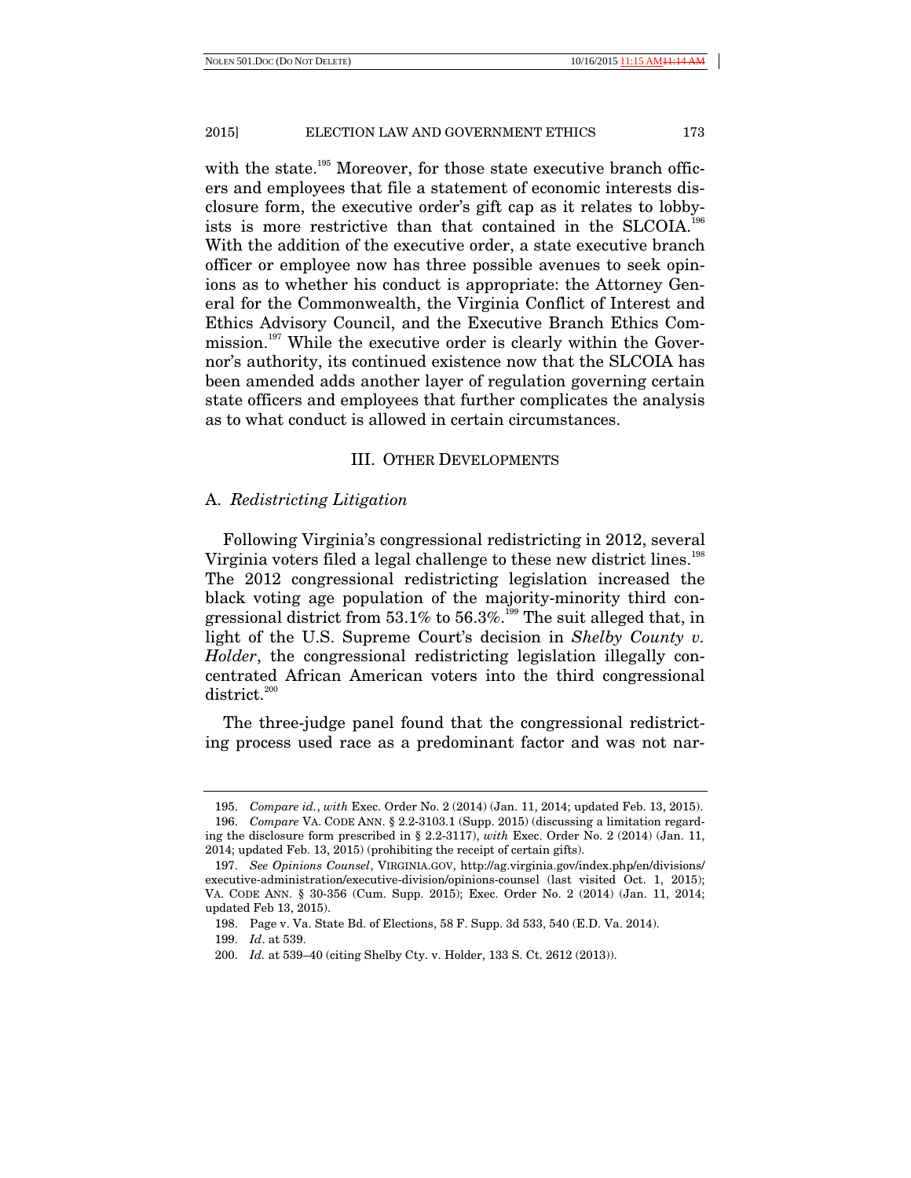with the state.[195] Moreover, for those state executive branch officers and employees that file a statement of economic interests disclosure form, the executive order's gift cap as it relates to lobbyists is more restrictive than that contained in the SLCOIA.[196] With the addition of the executive order, a state executive branch officer or employee now has three possible avenues to seek opinions as to whether his conduct is appropriate: the Attorney General for the Commonwealth, the Virginia Conflict of Interest and Ethics Advisory Council, and the Executive Branch Ethics Commission.[197] While the executive order is clearly within the Governor's authority, its continued existence now that the SLCOIA has been amended adds another layer of regulation governing certain state officers and employees that further complicates the analysis as to what conduct is allowed in certain circumstances.

## III. OTHER DEVELOPMENTS

### A. *Redistricting Litigation*

Following Virginia's congressional redistricting in 2012, several Virginia voters filed a legal challenge to these new district lines.[198] The 2012 congressional redistricting legislation increased the black voting age population of the majority-minority third congressional district from 53.1% to 56.3%.[199] The suit alleged that, in light of the U.S. Supreme Court's decision in *Shelby County v. Holder*, the congressional redistricting legislation illegally concentrated African American voters into the third congressional district.[200]

The three-judge panel found that the congressional redistricting process used race as a predominant factor and was not nar-

---

195. *Compare id.*, *with* Exec. Order No. 2 (2014) (Jan. 11, 2014; updated Feb. 13, 2015).

196. *Compare* VA. CODE ANN. § 2.2-3103.1 (Supp. 2015) (discussing a limitation regarding the disclosure form prescribed in § 2.2-3117), *with* Exec. Order No. 2 (2014) (Jan. 11, 2014; updated Feb. 13, 2015) (prohibiting the receipt of certain gifts).

197. *See Opinions Counsel*, VIRGINIA.GOV, http://ag.virginia.gov/index.php/en/divisions/executive-administration/executive-division/opinions-counsel (last visited Oct. 1, 2015); VA. CODE ANN. § 30-356 (Cum. Supp. 2015); Exec. Order No. 2 (2014) (Jan. 11, 2014; updated Feb 13, 2015).

198. Page v. Va. State Bd. of Elections, 58 F. Supp. 3d 533, 540 (E.D. Va. 2014).

199. *Id*. at 539.

200. *Id.* at 539–40 (citing Shelby Cty. v. Holder, 133 S. Ct. 2612 (2013)).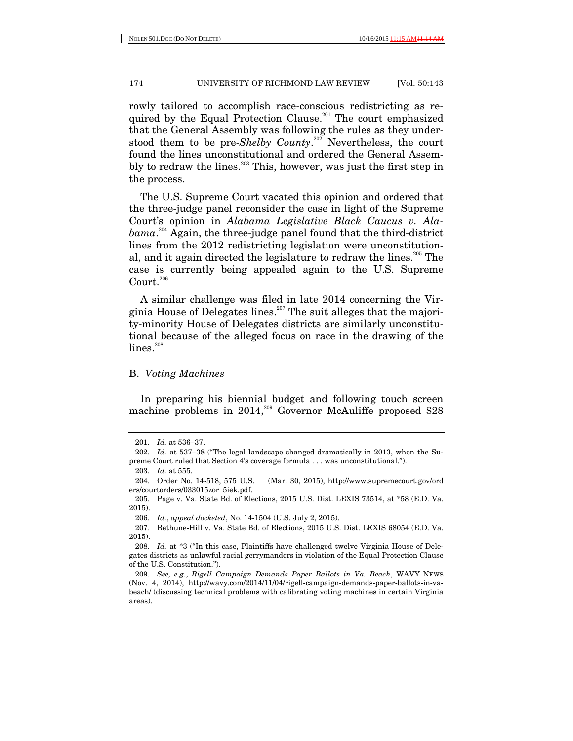rowly tailored to accomplish race-conscious redistricting as required by the Equal Protection Clause.[201] The court emphasized that the General Assembly was following the rules as they understood them to be pre-*Shelby County*.[202] Nevertheless, the court found the lines unconstitutional and ordered the General Assembly to redraw the lines.[203] This, however, was just the first step in the process.

The U.S. Supreme Court vacated this opinion and ordered that the three-judge panel reconsider the case in light of the Supreme Court's opinion in *Alabama Legislative Black Caucus v. Alabama*.[204] Again, the three-judge panel found that the third-district lines from the 2012 redistricting legislation were unconstitutional, and it again directed the legislature to redraw the lines.[205] The case is currently being appealed again to the U.S. Supreme Court.[206]

A similar challenge was filed in late 2014 concerning the Virginia House of Delegates lines.[207] The suit alleges that the majority-minority House of Delegates districts are similarly unconstitutional because of the alleged focus on race in the drawing of the lines.[208]

## B. *Voting Machines*

In preparing his biennial budget and following touch screen machine problems in 2014,[209] Governor McAuliffe proposed $28

---

201. *Id.* at 536–37.

202. *Id.* at 537–38 ("The legal landscape changed dramatically in 2013, when the Supreme Court ruled that Section 4's coverage formula . . . was unconstitutional.").

203. *Id.* at 555.

204. Order No. 14-518, 575 U.S. __ (Mar. 30, 2015), http://www.supremecourt.gov/orders/courtorders/033015zor_5iek.pdf.

205. Page v. Va. State Bd. of Elections, 2015 U.S. Dist. LEXIS 73514, at *58 (E.D. Va. 2015).

206. *Id.*, *appeal docketed*, No. 14-1504 (U.S. July 2, 2015).

207. Bethune-Hill v. Va. State Bd. of Elections, 2015 U.S. Dist. LEXIS 68054 (E.D. Va. 2015).

208. *Id.* at *3 ("In this case, Plaintiffs have challenged twelve Virginia House of Delegates districts as unlawful racial gerrymanders in violation of the Equal Protection Clause of the U.S. Constitution.").

209. *See, e.g.*, *Rigell Campaign Demands Paper Ballots in Va. Beach*, WAVY NEWS (Nov. 4, 2014), http://wavy.com/2014/11/04/rigell-campaign-demands-paper-ballots-in-va-beach/ (discussing technical problems with calibrating voting machines in certain Virginia areas).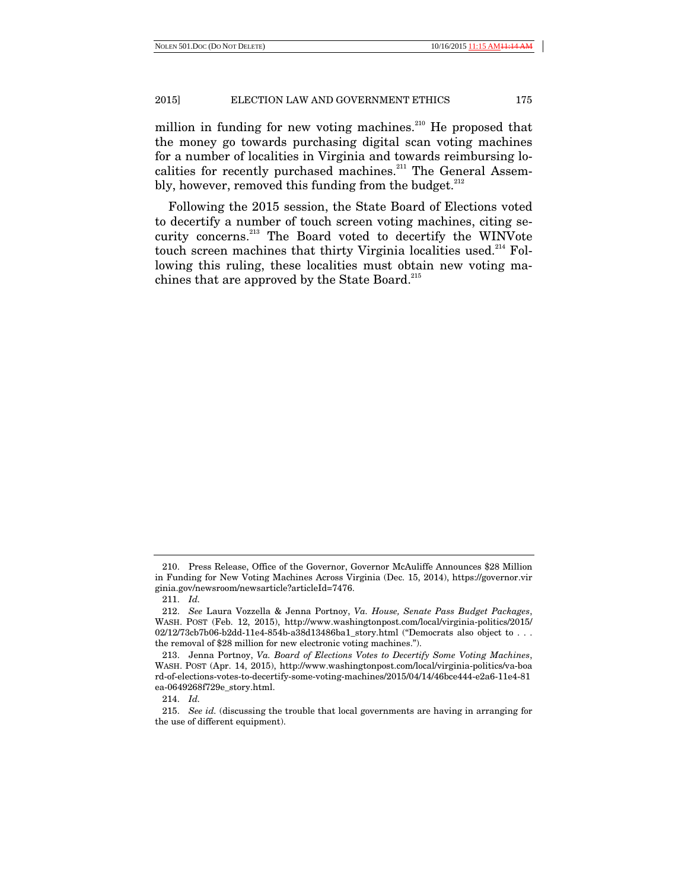million in funding for new voting machines.[210] He proposed that the money go towards purchasing digital scan voting machines for a number of localities in Virginia and towards reimbursing localities for recently purchased machines.[211] The General Assembly, however, removed this funding from the budget.[212]

Following the 2015 session, the State Board of Elections voted to decertify a number of touch screen voting machines, citing security concerns.[213] The Board voted to decertify the WINVote touch screen machines that thirty Virginia localities used.[214] Following this ruling, these localities must obtain new voting machines that are approved by the State Board.[215]

---

210. Press Release, Office of the Governor, Governor McAuliffe Announces $28 Million in Funding for New Voting Machines Across Virginia (Dec. 15, 2014), https://governor.virginia.gov/newsroom/newsarticle?articleId=7476.

211. *Id.*

212. *See* Laura Vozzella & Jenna Portnoy, *Va. House, Senate Pass Budget Packages*, WASH. POST (Feb. 12, 2015), http://www.washingtonpost.com/local/virginia-politics/2015/02/12/73cb7b06-b2dd-11e4-854b-a38d13486ba1_story.html ("Democrats also object to . . . the removal of $28 million for new electronic voting machines.").

213. Jenna Portnoy, *Va. Board of Elections Votes to Decertify Some Voting Machines*, WASH. POST (Apr. 14, 2015), http://www.washingtonpost.com/local/virginia-politics/va-board-of-elections-votes-to-decertify-some-voting-machines/2015/04/14/46bce444-e2a6-11e4-81ea-0649268f729e_story.html.

214. *Id.*

215. *See id.* (discussing the trouble that local governments are having in arranging for the use of different equipment).